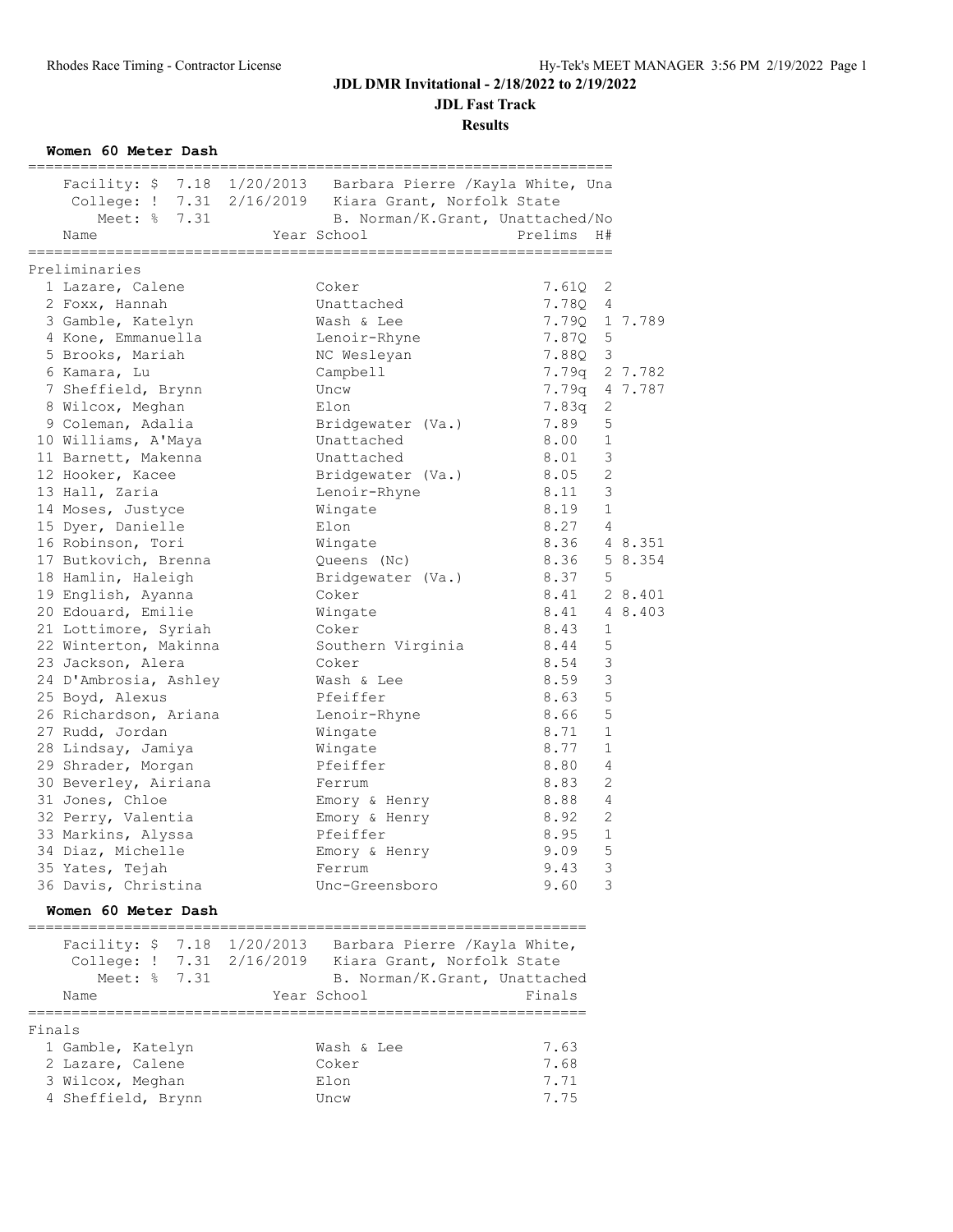JDL DMR Invitational - 2/18/2022 to 2/19/2022

JDL Fast Track

Results

**Women 60 Meter Dash**

Facility: $ 7.18 1/20/2013 Barbara Pierre /Kayla White, Una
College: ! 7.31 2/16/2019 Kiara Grant, Norfolk State
Meet: % 7.31 B. Norman/K.Grant, Unattached/No

Preliminaries

| | Name | Year | School | Prelims | H# | |
|---|---|---|---|---|---|---|
| 1 | Lazare, Calene | | Coker | 7.61Q | 2 | |
| 2 | Foxx, Hannah | | Unattached | 7.78Q | 4 | |
| 3 | Gamble, Katelyn | | Wash & Lee | 7.79Q | 1 | 7.789 |
| 4 | Kone, Emmanuella | | Lenoir-Rhyne | 7.87Q | 5 | |
| 5 | Brooks, Mariah | | NC Wesleyan | 7.88Q | 3 | |
| 6 | Kamara, Lu | | Campbell | 7.79q | 2 | 7.782 |
| 7 | Sheffield, Brynn | | Uncw | 7.79q | 4 | 7.787 |
| 8 | Wilcox, Meghan | | Elon | 7.83q | 2 | |
| 9 | Coleman, Adalia | | Bridgewater (Va.) | 7.89 | 5 | |
| 10 | Williams, A'Maya | | Unattached | 8.00 | 1 | |
| 11 | Barnett, Makenna | | Unattached | 8.01 | 3 | |
| 12 | Hooker, Kacee | | Bridgewater (Va.) | 8.05 | 2 | |
| 13 | Hall, Zaria | | Lenoir-Rhyne | 8.11 | 3 | |
| 14 | Moses, Justyce | | Wingate | 8.19 | 1 | |
| 15 | Dyer, Danielle | | Elon | 8.27 | 4 | |
| 16 | Robinson, Tori | | Wingate | 8.36 | 4 | 8.351 |
| 17 | Butkovich, Brenna | | Queens (Nc) | 8.36 | 5 | 8.354 |
| 18 | Hamlin, Haleigh | | Bridgewater (Va.) | 8.37 | 5 | |
| 19 | English, Ayanna | | Coker | 8.41 | 2 | 8.401 |
| 20 | Edouard, Emilie | | Wingate | 8.41 | 4 | 8.403 |
| 21 | Lottimore, Syriah | | Coker | 8.43 | 1 | |
| 22 | Winterton, Makinna | | Southern Virginia | 8.44 | 5 | |
| 23 | Jackson, Alera | | Coker | 8.54 | 3 | |
| 24 | D'Ambrosia, Ashley | | Wash & Lee | 8.59 | 3 | |
| 25 | Boyd, Alexus | | Pfeiffer | 8.63 | 5 | |
| 26 | Richardson, Ariana | | Lenoir-Rhyne | 8.66 | 5 | |
| 27 | Rudd, Jordan | | Wingate | 8.71 | 1 | |
| 28 | Lindsay, Jamiya | | Wingate | 8.77 | 1 | |
| 29 | Shrader, Morgan | | Pfeiffer | 8.80 | 4 | |
| 30 | Beverley, Airiana | | Ferrum | 8.83 | 2 | |
| 31 | Jones, Chloe | | Emory & Henry | 8.88 | 4 | |
| 32 | Perry, Valentia | | Emory & Henry | 8.92 | 2 | |
| 33 | Markins, Alyssa | | Pfeiffer | 8.95 | 1 | |
| 34 | Diaz, Michelle | | Emory & Henry | 9.09 | 5 | |
| 35 | Yates, Tejah | | Ferrum | 9.43 | 3 | |
| 36 | Davis, Christina | | Unc-Greensboro | 9.60 | 3 | |

**Women 60 Meter Dash**

Facility: $ 7.18 1/20/2013 Barbara Pierre /Kayla White,
College: ! 7.31 2/16/2019 Kiara Grant, Norfolk State
Meet: % 7.31 B. Norman/K.Grant, Unattached

Finals

| | Name | Year | School | Finals |
|---|---|---|---|---|
| 1 | Gamble, Katelyn | | Wash & Lee | 7.63 |
| 2 | Lazare, Calene | | Coker | 7.68 |
| 3 | Wilcox, Meghan | | Elon | 7.71 |
| 4 | Sheffield, Brynn | | Uncw | 7.75 |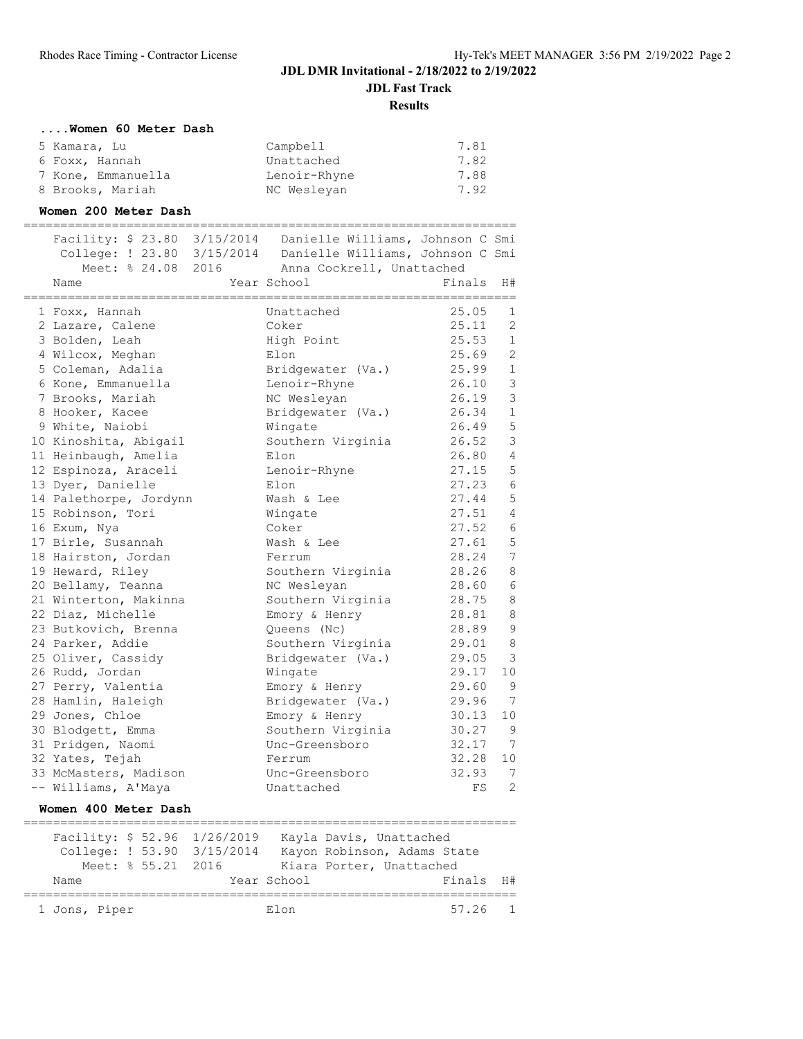# JDL DMR Invitational - 2/18/2022 to 2/19/2022

## JDL Fast Track

### Results

#### ....Women 60 Meter Dash

| | | | |
|---|---|---|---|
| 5 | Kamara, Lu | Campbell | 7.81 |
| 6 | Foxx, Hannah | Unattached | 7.82 |
| 7 | Kone, Emmanuella | Lenoir-Rhyne | 7.88 |
| 8 | Brooks, Mariah | NC Wesleyan | 7.92 |

#### Women 200 Meter Dash

Facility: $ 23.80 3/15/2014 Danielle Williams, Johnson C Smi
College: ! 23.80 3/15/2014 Danielle Williams, Johnson C Smi
Meet: % 24.08 2016 Anna Cockrell, Unattached

| | Name | Year School | Finals | H# |
|---|---|---|---|---|
| 1 | Foxx, Hannah | Unattached | 25.05 | 1 |
| 2 | Lazare, Calene | Coker | 25.11 | 2 |
| 3 | Bolden, Leah | High Point | 25.53 | 1 |
| 4 | Wilcox, Meghan | Elon | 25.69 | 2 |
| 5 | Coleman, Adalia | Bridgewater (Va.) | 25.99 | 1 |
| 6 | Kone, Emmanuella | Lenoir-Rhyne | 26.10 | 3 |
| 7 | Brooks, Mariah | NC Wesleyan | 26.19 | 3 |
| 8 | Hooker, Kacee | Bridgewater (Va.) | 26.34 | 1 |
| 9 | White, Naiobi | Wingate | 26.49 | 5 |
| 10 | Kinoshita, Abigail | Southern Virginia | 26.52 | 3 |
| 11 | Heinbaugh, Amelia | Elon | 26.80 | 4 |
| 12 | Espinoza, Araceli | Lenoir-Rhyne | 27.15 | 5 |
| 13 | Dyer, Danielle | Elon | 27.23 | 6 |
| 14 | Palethorpe, Jordynn | Wash & Lee | 27.44 | 5 |
| 15 | Robinson, Tori | Wingate | 27.51 | 4 |
| 16 | Exum, Nya | Coker | 27.52 | 6 |
| 17 | Birle, Susannah | Wash & Lee | 27.61 | 5 |
| 18 | Hairston, Jordan | Ferrum | 28.24 | 7 |
| 19 | Heward, Riley | Southern Virginia | 28.26 | 8 |
| 20 | Bellamy, Teanna | NC Wesleyan | 28.60 | 6 |
| 21 | Winterton, Makinna | Southern Virginia | 28.75 | 8 |
| 22 | Diaz, Michelle | Emory & Henry | 28.81 | 8 |
| 23 | Butkovich, Brenna | Queens (Nc) | 28.89 | 9 |
| 24 | Parker, Addie | Southern Virginia | 29.01 | 8 |
| 25 | Oliver, Cassidy | Bridgewater (Va.) | 29.05 | 3 |
| 26 | Rudd, Jordan | Wingate | 29.17 | 10 |
| 27 | Perry, Valentia | Emory & Henry | 29.60 | 9 |
| 28 | Hamlin, Haleigh | Bridgewater (Va.) | 29.96 | 7 |
| 29 | Jones, Chloe | Emory & Henry | 30.13 | 10 |
| 30 | Blodgett, Emma | Southern Virginia | 30.27 | 9 |
| 31 | Pridgen, Naomi | Unc-Greensboro | 32.17 | 7 |
| 32 | Yates, Tejah | Ferrum | 32.28 | 10 |
| 33 | McMasters, Madison | Unc-Greensboro | 32.93 | 7 |
| -- | Williams, A'Maya | Unattached | FS | 2 |

#### Women 400 Meter Dash

Facility: $ 52.96 1/26/2019 Kayla Davis, Unattached
College: ! 53.90 3/15/2014 Kayon Robinson, Adams State
Meet: % 55.21 2016 Kiara Porter, Unattached

| | Name | Year School | Finals | H# |
|---|---|---|---|---|
| 1 | Jons, Piper | Elon | 57.26 | 1 |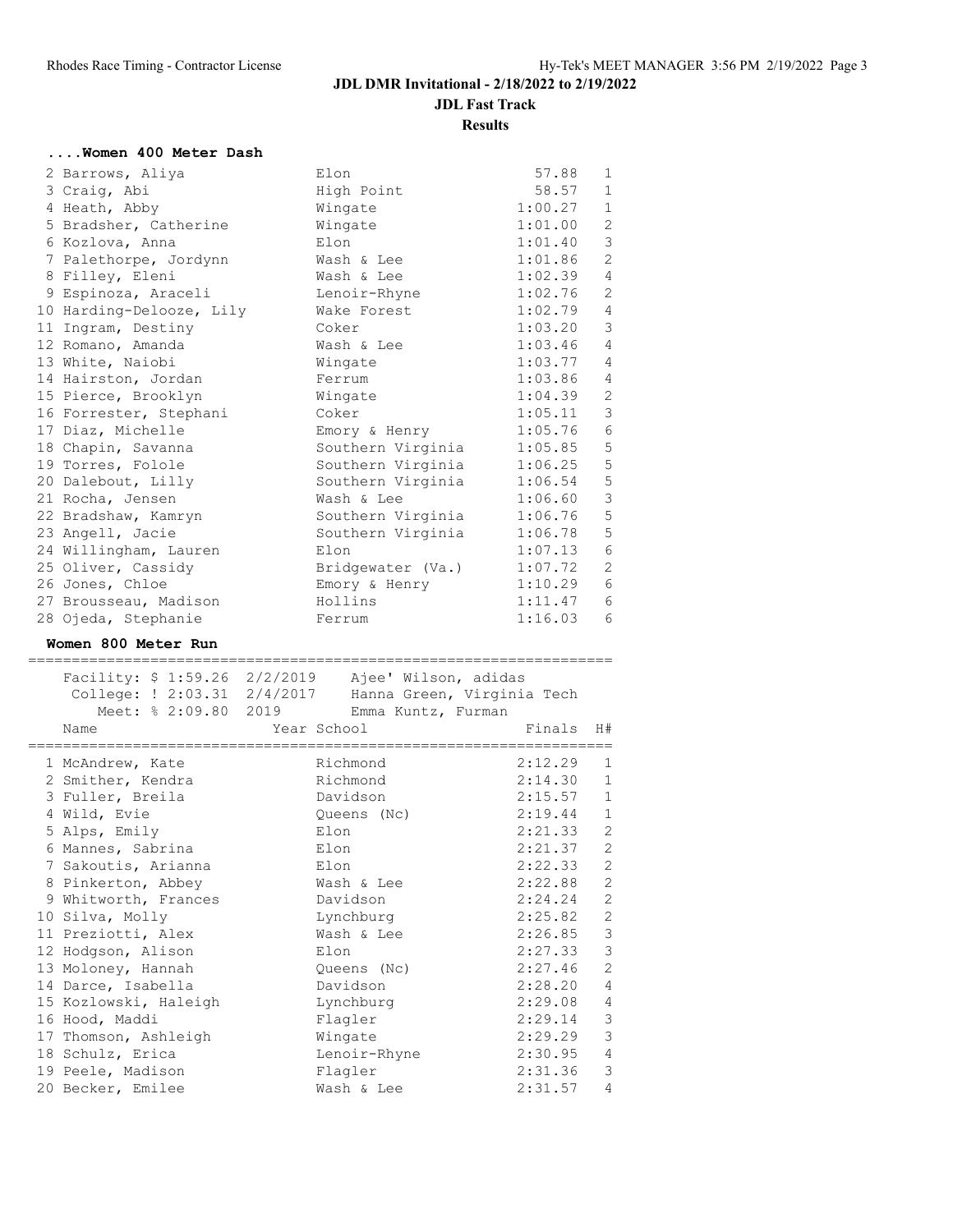## JDL DMR Invitational - 2/18/2022 to 2/19/2022

## JDL Fast Track

## Results

### ....Women 400 Meter Dash

| | | | |
|---|---|---|---|
| 2 Barrows, Aliya | Elon | 57.88 | 1 |
| 3 Craig, Abi | High Point | 58.57 | 1 |
| 4 Heath, Abby | Wingate | 1:00.27 | 1 |
| 5 Bradsher, Catherine | Wingate | 1:01.00 | 2 |
| 6 Kozlova, Anna | Elon | 1:01.40 | 3 |
| 7 Palethorpe, Jordynn | Wash & Lee | 1:01.86 | 2 |
| 8 Filley, Eleni | Wash & Lee | 1:02.39 | 4 |
| 9 Espinoza, Araceli | Lenoir-Rhyne | 1:02.76 | 2 |
| 10 Harding-Delooze, Lily | Wake Forest | 1:02.79 | 4 |
| 11 Ingram, Destiny | Coker | 1:03.20 | 3 |
| 12 Romano, Amanda | Wash & Lee | 1:03.46 | 4 |
| 13 White, Naiobi | Wingate | 1:03.77 | 4 |
| 14 Hairston, Jordan | Ferrum | 1:03.86 | 4 |
| 15 Pierce, Brooklyn | Wingate | 1:04.39 | 2 |
| 16 Forrester, Stephani | Coker | 1:05.11 | 3 |
| 17 Diaz, Michelle | Emory & Henry | 1:05.76 | 6 |
| 18 Chapin, Savanna | Southern Virginia | 1:05.85 | 5 |
| 19 Torres, Folole | Southern Virginia | 1:06.25 | 5 |
| 20 Dalebout, Lilly | Southern Virginia | 1:06.54 | 5 |
| 21 Rocha, Jensen | Wash & Lee | 1:06.60 | 3 |
| 22 Bradshaw, Kamryn | Southern Virginia | 1:06.76 | 5 |
| 23 Angell, Jacie | Southern Virginia | 1:06.78 | 5 |
| 24 Willingham, Lauren | Elon | 1:07.13 | 6 |
| 25 Oliver, Cassidy | Bridgewater (Va.) | 1:07.72 | 2 |
| 26 Jones, Chloe | Emory & Henry | 1:10.29 | 6 |
| 27 Brousseau, Madison | Hollins | 1:11.47 | 6 |
| 28 Ojeda, Stephanie | Ferrum | 1:16.03 | 6 |

### Women 800 Meter Run

Facility: $ 1:59.26 2/2/2019 Ajee' Wilson, adidas
College: ! 2:03.31 2/4/2017 Hanna Green, Virginia Tech
Meet: % 2:09.80 2019 Emma Kuntz, Furman

| Name | Year School | Finals | H# |
|---|---|---|---|
| 1 McAndrew, Kate | Richmond | 2:12.29 | 1 |
| 2 Smither, Kendra | Richmond | 2:14.30 | 1 |
| 3 Fuller, Breila | Davidson | 2:15.57 | 1 |
| 4 Wild, Evie | Queens (Nc) | 2:19.44 | 1 |
| 5 Alps, Emily | Elon | 2:21.33 | 2 |
| 6 Mannes, Sabrina | Elon | 2:21.37 | 2 |
| 7 Sakoutis, Arianna | Elon | 2:22.33 | 2 |
| 8 Pinkerton, Abbey | Wash & Lee | 2:22.88 | 2 |
| 9 Whitworth, Frances | Davidson | 2:24.24 | 2 |
| 10 Silva, Molly | Lynchburg | 2:25.82 | 2 |
| 11 Preziotti, Alex | Wash & Lee | 2:26.85 | 3 |
| 12 Hodgson, Alison | Elon | 2:27.33 | 3 |
| 13 Moloney, Hannah | Queens (Nc) | 2:27.46 | 2 |
| 14 Darce, Isabella | Davidson | 2:28.20 | 4 |
| 15 Kozlowski, Haleigh | Lynchburg | 2:29.08 | 4 |
| 16 Hood, Maddi | Flagler | 2:29.14 | 3 |
| 17 Thomson, Ashleigh | Wingate | 2:29.29 | 3 |
| 18 Schulz, Erica | Lenoir-Rhyne | 2:30.95 | 4 |
| 19 Peele, Madison | Flagler | 2:31.36 | 3 |
| 20 Becker, Emilee | Wash & Lee | 2:31.57 | 4 |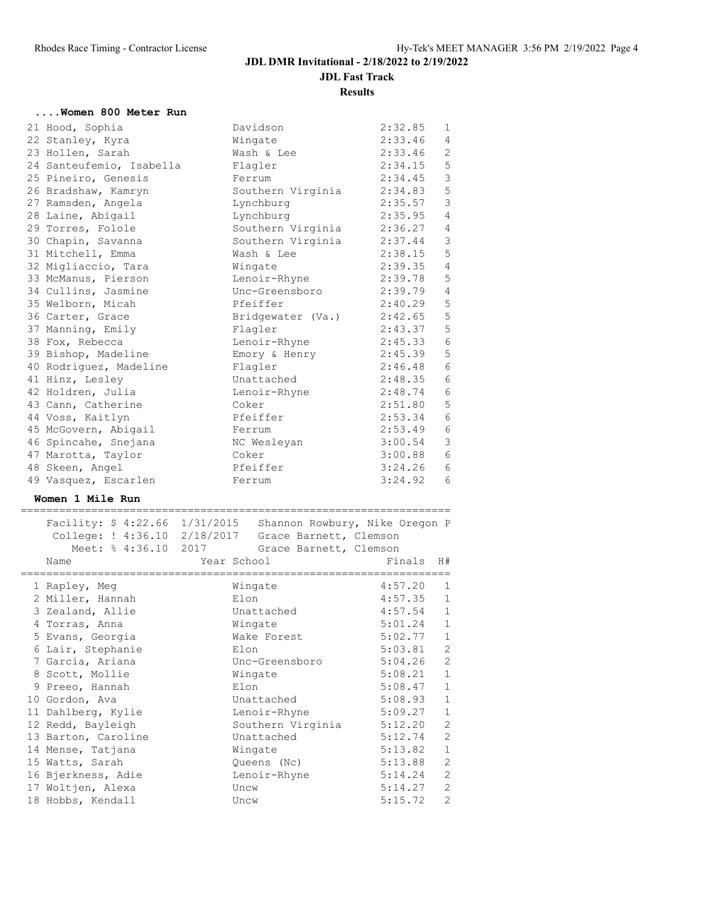**JDL DMR Invitational - 2/18/2022 to 2/19/2022**

**JDL Fast Track**

**Results**

### ....Women 800 Meter Run

| | | | | |
|---|---|---|---|---|
| 21 | Hood, Sophia | Davidson | 2:32.85 | 1 |
| 22 | Stanley, Kyra | Wingate | 2:33.46 | 4 |
| 23 | Hollen, Sarah | Wash & Lee | 2:33.46 | 2 |
| 24 | Santeufemio, Isabella | Flagler | 2:34.15 | 5 |
| 25 | Pineiro, Genesis | Ferrum | 2:34.45 | 3 |
| 26 | Bradshaw, Kamryn | Southern Virginia | 2:34.83 | 5 |
| 27 | Ramsden, Angela | Lynchburg | 2:35.57 | 3 |
| 28 | Laine, Abigail | Lynchburg | 2:35.95 | 4 |
| 29 | Torres, Folole | Southern Virginia | 2:36.27 | 4 |
| 30 | Chapin, Savanna | Southern Virginia | 2:37.44 | 3 |
| 31 | Mitchell, Emma | Wash & Lee | 2:38.15 | 5 |
| 32 | Migliaccio, Tara | Wingate | 2:39.35 | 4 |
| 33 | McManus, Pierson | Lenoir-Rhyne | 2:39.78 | 5 |
| 34 | Cullins, Jasmine | Unc-Greensboro | 2:39.79 | 4 |
| 35 | Welborn, Micah | Pfeiffer | 2:40.29 | 5 |
| 36 | Carter, Grace | Bridgewater (Va.) | 2:42.65 | 5 |
| 37 | Manning, Emily | Flagler | 2:43.37 | 5 |
| 38 | Fox, Rebecca | Lenoir-Rhyne | 2:45.33 | 6 |
| 39 | Bishop, Madeline | Emory & Henry | 2:45.39 | 5 |
| 40 | Rodriguez, Madeline | Flagler | 2:46.48 | 6 |
| 41 | Hinz, Lesley | Unattached | 2:48.35 | 6 |
| 42 | Holdren, Julia | Lenoir-Rhyne | 2:48.74 | 6 |
| 43 | Cann, Catherine | Coker | 2:51.80 | 5 |
| 44 | Voss, Kaitlyn | Pfeiffer | 2:53.34 | 6 |
| 45 | McGovern, Abigail | Ferrum | 2:53.49 | 6 |
| 46 | Spincahe, Snejana | NC Wesleyan | 3:00.54 | 3 |
| 47 | Marotta, Taylor | Coker | 3:00.88 | 6 |
| 48 | Skeen, Angel | Pfeiffer | 3:24.26 | 6 |
| 49 | Vasquez, Escarlen | Ferrum | 3:24.92 | 6 |

### Women 1 Mile Run

Facility: $ 4:22.66 1/31/2015 Shannon Rowbury, Nike Oregon P
College: ! 4:36.10 2/18/2017 Grace Barnett, Clemson
Meet: % 4:36.10 2017 Grace Barnett, Clemson

| | Name | Year School | Finals | H# |
|---|---|---|---|---|
| 1 | Rapley, Meg | Wingate | 4:57.20 | 1 |
| 2 | Miller, Hannah | Elon | 4:57.35 | 1 |
| 3 | Zealand, Allie | Unattached | 4:57.54 | 1 |
| 4 | Torras, Anna | Wingate | 5:01.24 | 1 |
| 5 | Evans, Georgia | Wake Forest | 5:02.77 | 1 |
| 6 | Lair, Stephanie | Elon | 5:03.81 | 2 |
| 7 | Garcia, Ariana | Unc-Greensboro | 5:04.26 | 2 |
| 8 | Scott, Mollie | Wingate | 5:08.21 | 1 |
| 9 | Preeo, Hannah | Elon | 5:08.47 | 1 |
| 10 | Gordon, Ava | Unattached | 5:08.93 | 1 |
| 11 | Dahlberg, Kylie | Lenoir-Rhyne | 5:09.27 | 1 |
| 12 | Redd, Bayleigh | Southern Virginia | 5:12.20 | 2 |
| 13 | Barton, Caroline | Unattached | 5:12.74 | 2 |
| 14 | Mense, Tatjana | Wingate | 5:13.82 | 1 |
| 15 | Watts, Sarah | Queens (Nc) | 5:13.88 | 2 |
| 16 | Bjerkness, Adie | Lenoir-Rhyne | 5:14.24 | 2 |
| 17 | Woltjen, Alexa | Uncw | 5:14.27 | 2 |
| 18 | Hobbs, Kendall | Uncw | 5:15.72 | 2 |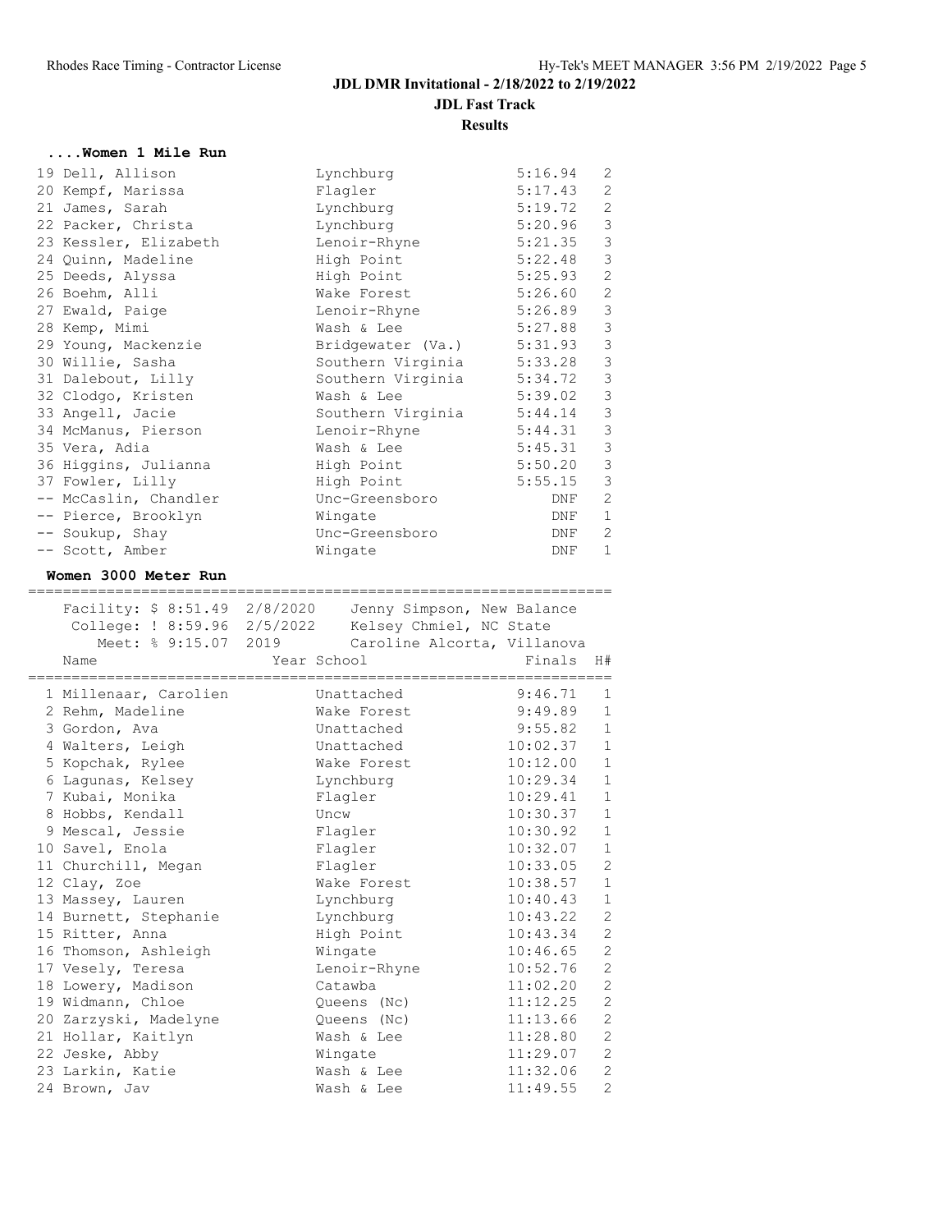# JDL DMR Invitational - 2/18/2022 to 2/19/2022

## JDL Fast Track

### Results

#### ....Women 1 Mile Run

| Place | Name | School | Finals | H# |
|---|---|---|---|---|
| 19 | Dell, Allison | Lynchburg | 5:16.94 | 2 |
| 20 | Kempf, Marissa | Flagler | 5:17.43 | 2 |
| 21 | James, Sarah | Lynchburg | 5:19.72 | 2 |
| 22 | Packer, Christa | Lynchburg | 5:20.96 | 3 |
| 23 | Kessler, Elizabeth | Lenoir-Rhyne | 5:21.35 | 3 |
| 24 | Quinn, Madeline | High Point | 5:22.48 | 3 |
| 25 | Deeds, Alyssa | High Point | 5:25.93 | 2 |
| 26 | Boehm, Alli | Wake Forest | 5:26.60 | 2 |
| 27 | Ewald, Paige | Lenoir-Rhyne | 5:26.89 | 3 |
| 28 | Kemp, Mimi | Wash & Lee | 5:27.88 | 3 |
| 29 | Young, Mackenzie | Bridgewater (Va.) | 5:31.93 | 3 |
| 30 | Willie, Sasha | Southern Virginia | 5:33.28 | 3 |
| 31 | Dalebout, Lilly | Southern Virginia | 5:34.72 | 3 |
| 32 | Clodgo, Kristen | Wash & Lee | 5:39.02 | 3 |
| 33 | Angell, Jacie | Southern Virginia | 5:44.14 | 3 |
| 34 | McManus, Pierson | Lenoir-Rhyne | 5:44.31 | 3 |
| 35 | Vera, Adia | Wash & Lee | 5:45.31 | 3 |
| 36 | Higgins, Julianna | High Point | 5:50.20 | 3 |
| 37 | Fowler, Lilly | High Point | 5:55.15 | 3 |
| -- | McCaslin, Chandler | Unc-Greensboro | DNF | 2 |
| -- | Pierce, Brooklyn | Wingate | DNF | 1 |
| -- | Soukup, Shay | Unc-Greensboro | DNF | 2 |
| -- | Scott, Amber | Wingate | DNF | 1 |

#### Women 3000 Meter Run

Facility: $ 8:51.49 2/8/2020 Jenny Simpson, New Balance
College: ! 8:59.96 2/5/2022 Kelsey Chmiel, NC State
Meet: % 9:15.07 2019 Caroline Alcorta, Villanova

| Place | Name | Year School | Finals | H# |
|---|---|---|---|---|
| 1 | Millenaar, Carolien | Unattached | 9:46.71 | 1 |
| 2 | Rehm, Madeline | Wake Forest | 9:49.89 | 1 |
| 3 | Gordon, Ava | Unattached | 9:55.82 | 1 |
| 4 | Walters, Leigh | Unattached | 10:02.37 | 1 |
| 5 | Kopchak, Rylee | Wake Forest | 10:12.00 | 1 |
| 6 | Lagunas, Kelsey | Lynchburg | 10:29.34 | 1 |
| 7 | Kubai, Monika | Flagler | 10:29.41 | 1 |
| 8 | Hobbs, Kendall | Uncw | 10:30.37 | 1 |
| 9 | Mescal, Jessie | Flagler | 10:30.92 | 1 |
| 10 | Savel, Enola | Flagler | 10:32.07 | 1 |
| 11 | Churchill, Megan | Flagler | 10:33.05 | 2 |
| 12 | Clay, Zoe | Wake Forest | 10:38.57 | 1 |
| 13 | Massey, Lauren | Lynchburg | 10:40.43 | 1 |
| 14 | Burnett, Stephanie | Lynchburg | 10:43.22 | 2 |
| 15 | Ritter, Anna | High Point | 10:43.34 | 2 |
| 16 | Thomson, Ashleigh | Wingate | 10:46.65 | 2 |
| 17 | Vesely, Teresa | Lenoir-Rhyne | 10:52.76 | 2 |
| 18 | Lowery, Madison | Catawba | 11:02.20 | 2 |
| 19 | Widmann, Chloe | Queens (Nc) | 11:12.25 | 2 |
| 20 | Zarzyski, Madelyne | Queens (Nc) | 11:13.66 | 2 |
| 21 | Hollar, Kaitlyn | Wash & Lee | 11:28.80 | 2 |
| 22 | Jeske, Abby | Wingate | 11:29.07 | 2 |
| 23 | Larkin, Katie | Wash & Lee | 11:32.06 | 2 |
| 24 | Brown, Jav | Wash & Lee | 11:49.55 | 2 |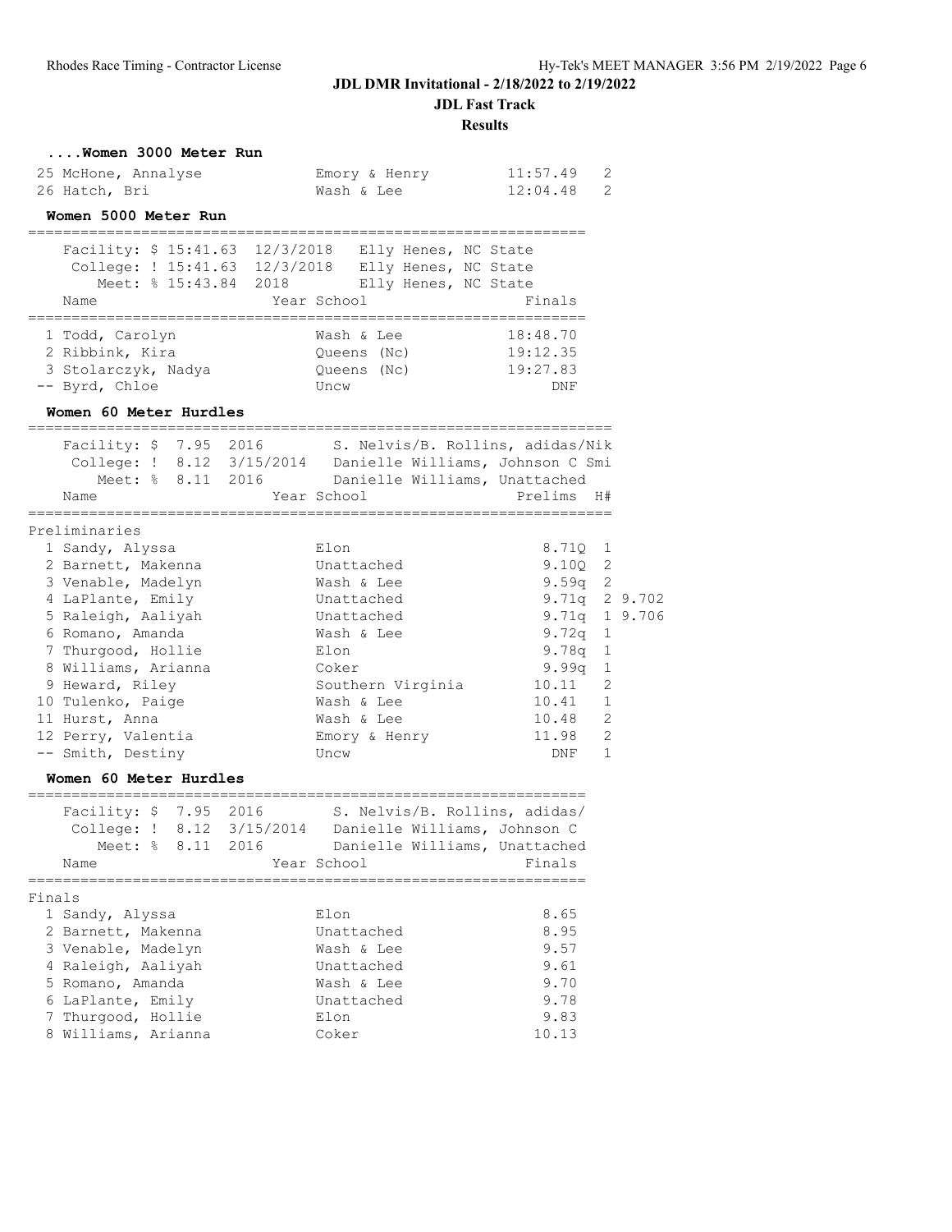JDL DMR Invitational - 2/18/2022 to 2/19/2022

JDL Fast Track

Results

### ....Women 3000 Meter Run

| | | | | |
|---|---|---|---|---|
| 25 | McHone, Annalyse | Emory & Henry | 11:57.49 | 2 |
| 26 | Hatch, Bri | Wash & Lee | 12:04.48 | 2 |

### Women 5000 Meter Run

Facility: $ 15:41.63 12/3/2018 Elly Henes, NC State
College: ! 15:41.63 12/3/2018 Elly Henes, NC State
Meet: % 15:43.84 2018 Elly Henes, NC State

| | Name | Year | School | Finals |
|---|---|---|---|---|
| 1 | Todd, Carolyn | | Wash & Lee | 18:48.70 |
| 2 | Ribbink, Kira | | Queens (Nc) | 19:12.35 |
| 3 | Stolarczyk, Nadya | | Queens (Nc) | 19:27.83 |
| -- | Byrd, Chloe | | Uncw | DNF |

### Women 60 Meter Hurdles

Facility: $ 7.95 2016 S. Nelvis/B. Rollins, adidas/Nik
College: ! 8.12 3/15/2014 Danielle Williams, Johnson C Smi
Meet: % 8.11 2016 Danielle Williams, Unattached

Preliminaries

| | Name | Year | School | Prelims | H# | |
|---|---|---|---|---|---|---|
| 1 | Sandy, Alyssa | | Elon | 8.71Q | 1 | |
| 2 | Barnett, Makenna | | Unattached | 9.10Q | 2 | |
| 3 | Venable, Madelyn | | Wash & Lee | 9.59q | 2 | |
| 4 | LaPlante, Emily | | Unattached | 9.71q | 2 | 9.702 |
| 5 | Raleigh, Aaliyah | | Unattached | 9.71q | 1 | 9.706 |
| 6 | Romano, Amanda | | Wash & Lee | 9.72q | 1 | |
| 7 | Thurgood, Hollie | | Elon | 9.78q | 1 | |
| 8 | Williams, Arianna | | Coker | 9.99q | 1 | |
| 9 | Heward, Riley | | Southern Virginia | 10.11 | 2 | |
| 10 | Tulenko, Paige | | Wash & Lee | 10.41 | 1 | |
| 11 | Hurst, Anna | | Wash & Lee | 10.48 | 2 | |
| 12 | Perry, Valentia | | Emory & Henry | 11.98 | 2 | |
| -- | Smith, Destiny | | Uncw | DNF | 1 | |

### Women 60 Meter Hurdles

Facility: $ 7.95 2016 S. Nelvis/B. Rollins, adidas/
College: ! 8.12 3/15/2014 Danielle Williams, Johnson C
Meet: % 8.11 2016 Danielle Williams, Unattached

Finals

| | Name | Year | School | Finals |
|---|---|---|---|---|
| 1 | Sandy, Alyssa | | Elon | 8.65 |
| 2 | Barnett, Makenna | | Unattached | 8.95 |
| 3 | Venable, Madelyn | | Wash & Lee | 9.57 |
| 4 | Raleigh, Aaliyah | | Unattached | 9.61 |
| 5 | Romano, Amanda | | Wash & Lee | 9.70 |
| 6 | LaPlante, Emily | | Unattached | 9.78 |
| 7 | Thurgood, Hollie | | Elon | 9.83 |
| 8 | Williams, Arianna | | Coker | 10.13 |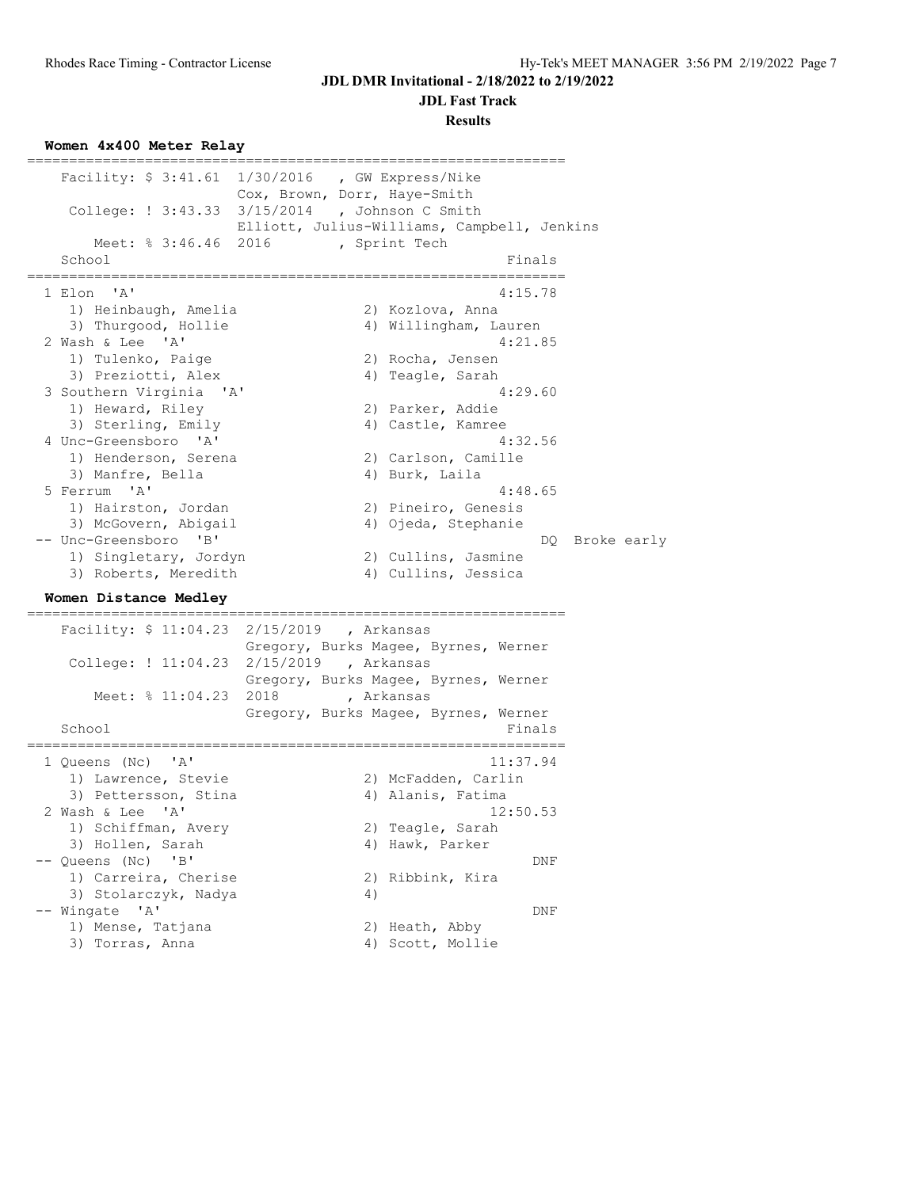**JDL DMR Invitational - 2/18/2022 to 2/19/2022**

**JDL Fast Track**

**Results**

### Women 4x400 Meter Relay

```
================================================================
    Facility: $ 3:41.61  1/30/2016   , GW Express/Nike
                         Cox, Brown, Dorr, Haye-Smith
     College: ! 3:43.33  3/15/2014   , Johnson C Smith
                         Elliott, Julius-Williams, Campbell, Jenkins
        Meet: % 3:46.46  2016        , Sprint Tech
    School                                               Finals
================================================================
  1 Elon  'A'                                           4:15.78
     1) Heinbaugh, Amelia              2) Kozlova, Anna
     3) Thurgood, Hollie               4) Willingham, Lauren
  2 Wash & Lee  'A'                                     4:21.85
     1) Tulenko, Paige                 2) Rocha, Jensen
     3) Preziotti, Alex                4) Teagle, Sarah
  3 Southern Virginia  'A'                              4:29.60
     1) Heward, Riley                  2) Parker, Addie
     3) Sterling, Emily                4) Castle, Kamree
  4 Unc-Greensboro  'A'                                 4:32.56
     1) Henderson, Serena              2) Carlson, Camille
     3) Manfre, Bella                  4) Burk, Laila
  5 Ferrum  'A'                                         4:48.65
     1) Hairston, Jordan               2) Pineiro, Genesis
     3) McGovern, Abigail              4) Ojeda, Stephanie
 -- Unc-Greensboro  'B'                                      DQ  Broke early
     1) Singletary, Jordyn             2) Cullins, Jasmine
     3) Roberts, Meredith              4) Cullins, Jessica
```

### Women Distance Medley

```
================================================================
    Facility: $ 11:04.23  2/15/2019   , Arkansas
                          Gregory, Burks Magee, Byrnes, Werner
     College: ! 11:04.23  2/15/2019   , Arkansas
                          Gregory, Burks Magee, Byrnes, Werner
        Meet: % 11:04.23  2018        , Arkansas
                          Gregory, Burks Magee, Byrnes, Werner
    School                                               Finals
================================================================
  1 Queens (Nc)  'A'                                   11:37.94
     1) Lawrence, Stevie               2) McFadden, Carlin
     3) Pettersson, Stina              4) Alanis, Fatima
  2 Wash & Lee  'A'                                    12:50.53
     1) Schiffman, Avery               2) Teagle, Sarah
     3) Hollen, Sarah                  4) Hawk, Parker
 -- Queens (Nc)  'B'                                        DNF
     1) Carreira, Cherise              2) Ribbink, Kira
     3) Stolarczyk, Nadya              4)
 -- Wingate  'A'                                            DNF
     1) Mense, Tatjana                 2) Heath, Abby
     3) Torras, Anna                   4) Scott, Mollie
```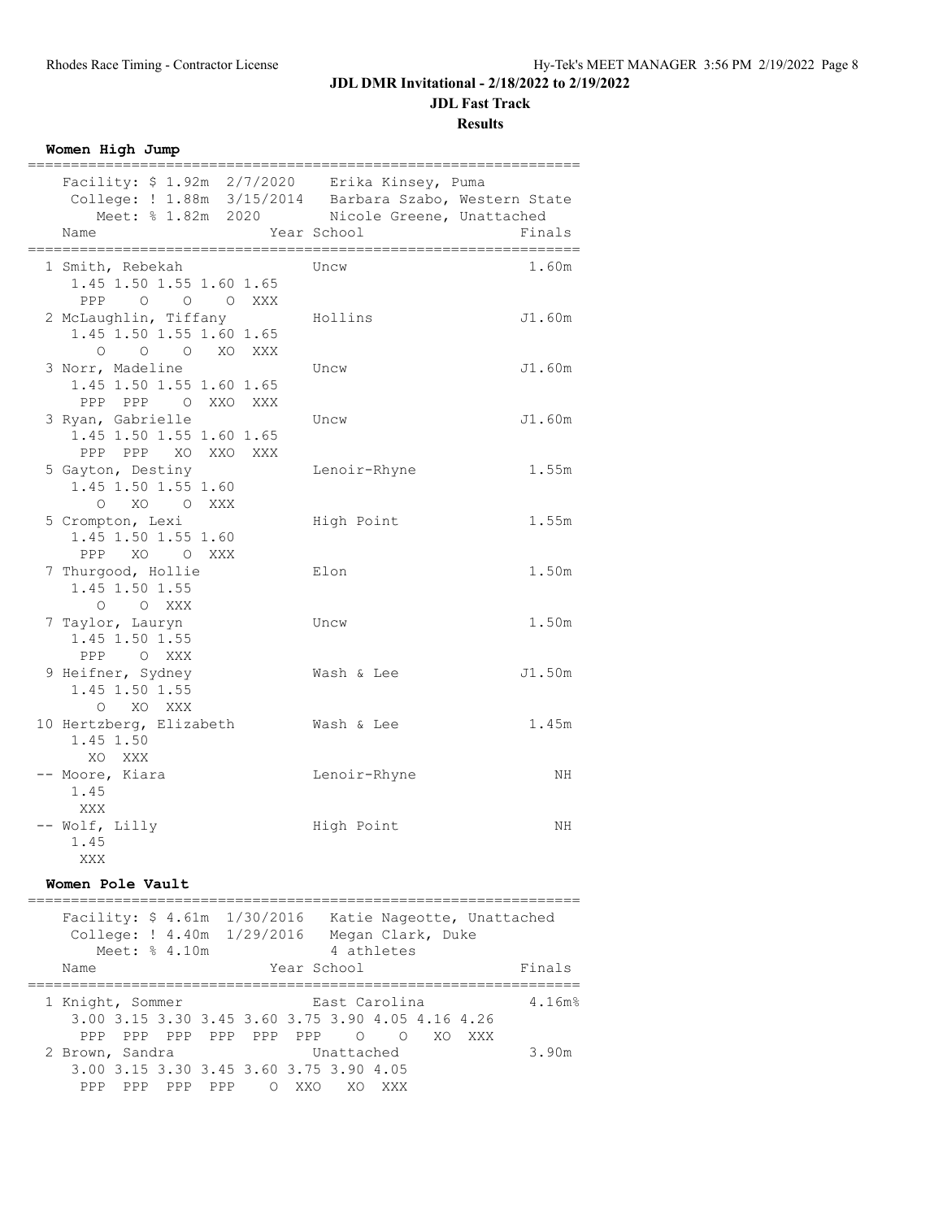JDL DMR Invitational - 2/18/2022 to 2/19/2022

JDL Fast Track

Results

**Women High Jump**

```
=================================================================
   Facility: $ 1.92m  2/7/2020    Erika Kinsey, Puma
    College: ! 1.88m  3/15/2014   Barbara Szabo, Western State
       Meet: % 1.82m  2020        Nicole Greene, Unattached
    Name                    Year School                  Finals
=================================================================
  1 Smith, Rebekah               Uncw                      1.60m
     1.45 1.50 1.55 1.60 1.65
      PPP    O    O    O  XXX
  2 McLaughlin, Tiffany          Hollins                  J1.60m
     1.45 1.50 1.55 1.60 1.65
        O    O    O   XO  XXX
  3 Norr, Madeline               Uncw                     J1.60m
     1.45 1.50 1.55 1.60 1.65
      PPP  PPP    O  XXO  XXX
  3 Ryan, Gabrielle              Uncw                     J1.60m
     1.45 1.50 1.55 1.60 1.65
      PPP  PPP   XO  XXO  XXX
  5 Gayton, Destiny              Lenoir-Rhyne              1.55m
     1.45 1.50 1.55 1.60
        O   XO    O  XXX
  5 Crompton, Lexi               High Point                1.55m
     1.45 1.50 1.55 1.60
      PPP   XO    O  XXX
  7 Thurgood, Hollie             Elon                      1.50m
     1.45 1.50 1.55
        O    O  XXX
  7 Taylor, Lauryn               Uncw                      1.50m
     1.45 1.50 1.55
      PPP    O  XXX
  9 Heifner, Sydney              Wash & Lee               J1.50m
     1.45 1.50 1.55
        O   XO  XXX
 10 Hertzberg, Elizabeth         Wash & Lee                1.45m
     1.45 1.50
       XO  XXX
 -- Moore, Kiara                 Lenoir-Rhyne                 NH
     1.45
      XXX
 -- Wolf, Lilly                  High Point                   NH
     1.45
      XXX
```

**Women Pole Vault**

```
=================================================================
   Facility: $ 4.61m  1/30/2016   Katie Nageotte, Unattached
    College: ! 4.40m  1/29/2016   Megan Clark, Duke
       Meet: % 4.10m              4 athletes
    Name                    Year School                  Finals
=================================================================
  1 Knight, Sommer               East Carolina            4.16m%
     3.00 3.15 3.30 3.45 3.60 3.75 3.90 4.05 4.16 4.26
      PPP  PPP  PPP  PPP  PPP  PPP    O    O   XO  XXX
  2 Brown, Sandra                Unattached                3.90m
     3.00 3.15 3.30 3.45 3.60 3.75 3.90 4.05
      PPP  PPP  PPP  PPP    O  XXO   XO  XXX
```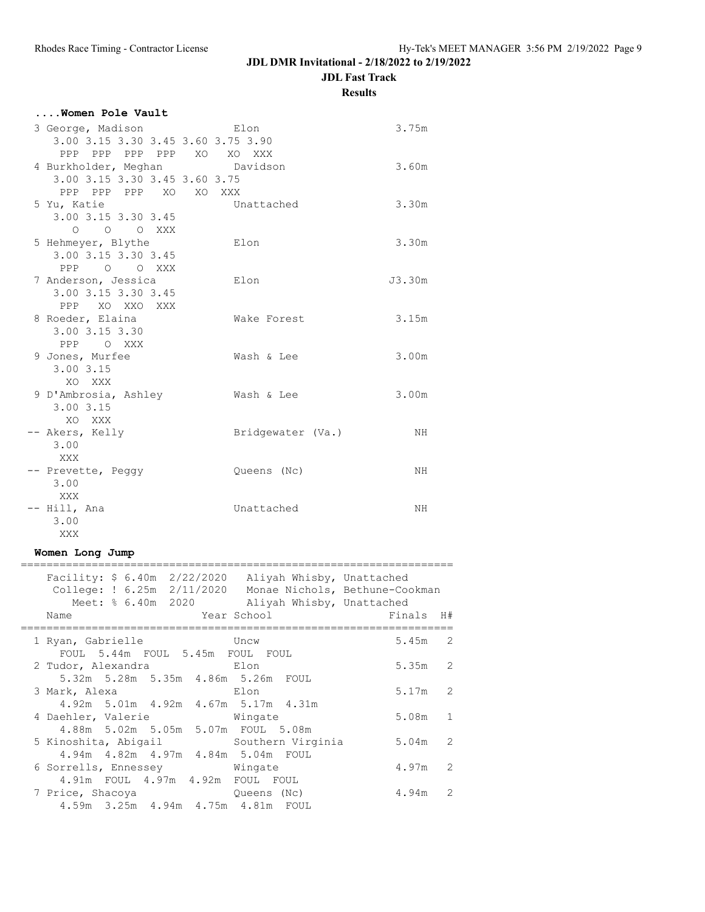## JDL DMR Invitational - 2/18/2022 to 2/19/2022

### JDL Fast Track

### Results

#### ....Women Pole Vault

```
  3 George, Madison             Elon                         3.75m
     3.00 3.15 3.30 3.45 3.60 3.75 3.90
      PPP  PPP  PPP  PPP   XO   XO  XXX
  4 Burkholder, Meghan          Davidson                     3.60m
     3.00 3.15 3.30 3.45 3.60 3.75
      PPP  PPP  PPP   XO   XO  XXX
  5 Yu, Katie                   Unattached                   3.30m
     3.00 3.15 3.30 3.45
        O    O    O  XXX
  5 Hehmeyer, Blythe            Elon                         3.30m
     3.00 3.15 3.30 3.45
      PPP    O    O  XXX
  7 Anderson, Jessica           Elon                        J3.30m
     3.00 3.15 3.30 3.45
      PPP   XO  XXO  XXX
  8 Roeder, Elaina              Wake Forest                  3.15m
     3.00 3.15 3.30
      PPP    O  XXX
  9 Jones, Murfee               Wash & Lee                   3.00m
     3.00 3.15
       XO  XXX
  9 D'Ambrosia, Ashley          Wash & Lee                   3.00m
     3.00 3.15
       XO  XXX
 -- Akers, Kelly                Bridgewater (Va.)               NH
     3.00
      XXX
 -- Prevette, Peggy             Queens (Nc)                     NH
     3.00
      XXX
 -- Hill, Ana                   Unattached                      NH
     3.00
      XXX
```

#### Women Long Jump

```
===================================================================
    Facility: $ 6.40m  2/22/2020   Aliyah Whisby, Unattached       
     College: ! 6.25m  2/11/2020   Monae Nichols, Bethune-Cookman  
        Meet: % 6.40m  2020        Aliyah Whisby, Unattached       
    Name                    Year School                  Finals  H#
===================================================================
  1 Ryan, Gabrielle              Uncw                     5.45m   2
     FOUL  5.44m  FOUL  5.45m  FOUL  FOUL 
  2 Tudor, Alexandra             Elon                     5.35m   2
     5.32m  5.28m  5.35m  4.86m  5.26m  FOUL 
  3 Mark, Alexa                  Elon                     5.17m   2
     4.92m  5.01m  4.92m  4.67m  5.17m  4.31m 
  4 Daehler, Valerie             Wingate                  5.08m   1
     4.88m  5.02m  5.05m  5.07m  FOUL  5.08m 
  5 Kinoshita, Abigail           Southern Virginia        5.04m   2
     4.94m  4.82m  4.97m  4.84m  5.04m  FOUL 
  6 Sorrells, Ennessey           Wingate                  4.97m   2
     4.91m  FOUL  4.97m  4.92m  FOUL  FOUL 
  7 Price, Shacoya               Queens (Nc)              4.94m   2
     4.59m  3.25m  4.94m  4.75m  4.81m  FOUL 
```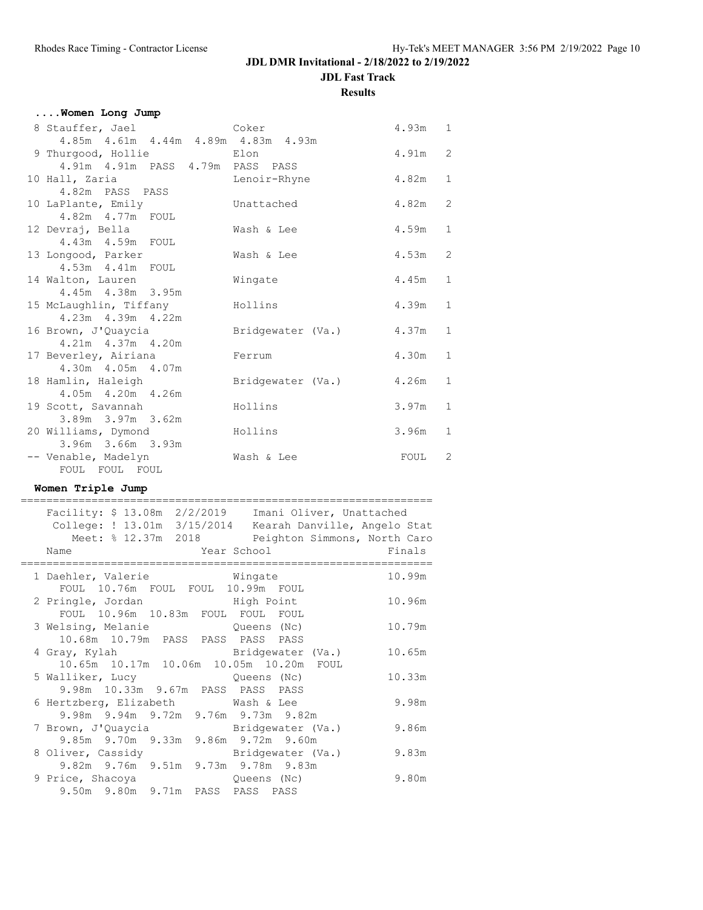## JDL DMR Invitational - 2/18/2022 to 2/19/2022

### JDL Fast Track

### Results

#### ....Women Long Jump

| | | | | |
|---|---|---|---|---|
| 8 | Stauffer, Jael | Coker | 4.93m | 1 |
| | 4.85m 4.61m 4.44m 4.89m 4.83m 4.93m | | | |
| 9 | Thurgood, Hollie | Elon | 4.91m | 2 |
| | 4.91m 4.91m PASS 4.79m PASS PASS | | | |
| 10 | Hall, Zaria | Lenoir-Rhyne | 4.82m | 1 |
| | 4.82m PASS PASS | | | |
| 10 | LaPlante, Emily | Unattached | 4.82m | 2 |
| | 4.82m 4.77m FOUL | | | |
| 12 | Devraj, Bella | Wash & Lee | 4.59m | 1 |
| | 4.43m 4.59m FOUL | | | |
| 13 | Longood, Parker | Wash & Lee | 4.53m | 2 |
| | 4.53m 4.41m FOUL | | | |
| 14 | Walton, Lauren | Wingate | 4.45m | 1 |
| | 4.45m 4.38m 3.95m | | | |
| 15 | McLaughlin, Tiffany | Hollins | 4.39m | 1 |
| | 4.23m 4.39m 4.22m | | | |
| 16 | Brown, J'Quaycia | Bridgewater (Va.) | 4.37m | 1 |
| | 4.21m 4.37m 4.20m | | | |
| 17 | Beverley, Airiana | Ferrum | 4.30m | 1 |
| | 4.30m 4.05m 4.07m | | | |
| 18 | Hamlin, Haleigh | Bridgewater (Va.) | 4.26m | 1 |
| | 4.05m 4.20m 4.26m | | | |
| 19 | Scott, Savannah | Hollins | 3.97m | 1 |
| | 3.89m 3.97m 3.62m | | | |
| 20 | Williams, Dymond | Hollins | 3.96m | 1 |
| | 3.96m 3.66m 3.93m | | | |
| -- | Venable, Madelyn | Wash & Lee | FOUL | 2 |
| | FOUL FOUL FOUL | | | |

#### Women Triple Jump

Facility: $ 13.08m 2/2/2019 Imani Oliver, Unattached
College: ! 13.01m 3/15/2014 Kearah Danville, Angelo Stat
Meet: % 12.37m 2018 Peighton Simmons, North Caro

| | Name | Year School | Finals |
|---|---|---|---|
| 1 | Daehler, Valerie | Wingate | 10.99m |
| | FOUL 10.76m FOUL FOUL 10.99m FOUL | | |
| 2 | Pringle, Jordan | High Point | 10.96m |
| | FOUL 10.96m 10.83m FOUL FOUL FOUL | | |
| 3 | Welsing, Melanie | Queens (Nc) | 10.79m |
| | 10.68m 10.79m PASS PASS PASS PASS | | |
| 4 | Gray, Kylah | Bridgewater (Va.) | 10.65m |
| | 10.65m 10.17m 10.06m 10.05m 10.20m FOUL | | |
| 5 | Walliker, Lucy | Queens (Nc) | 10.33m |
| | 9.98m 10.33m 9.67m PASS PASS PASS | | |
| 6 | Hertzberg, Elizabeth | Wash & Lee | 9.98m |
| | 9.98m 9.94m 9.72m 9.76m 9.73m 9.82m | | |
| 7 | Brown, J'Quaycia | Bridgewater (Va.) | 9.86m |
| | 9.85m 9.70m 9.33m 9.86m 9.72m 9.60m | | |
| 8 | Oliver, Cassidy | Bridgewater (Va.) | 9.83m |
| | 9.82m 9.76m 9.51m 9.73m 9.78m 9.83m | | |
| 9 | Price, Shacoya | Queens (Nc) | 9.80m |
| | 9.50m 9.80m 9.71m PASS PASS PASS | | |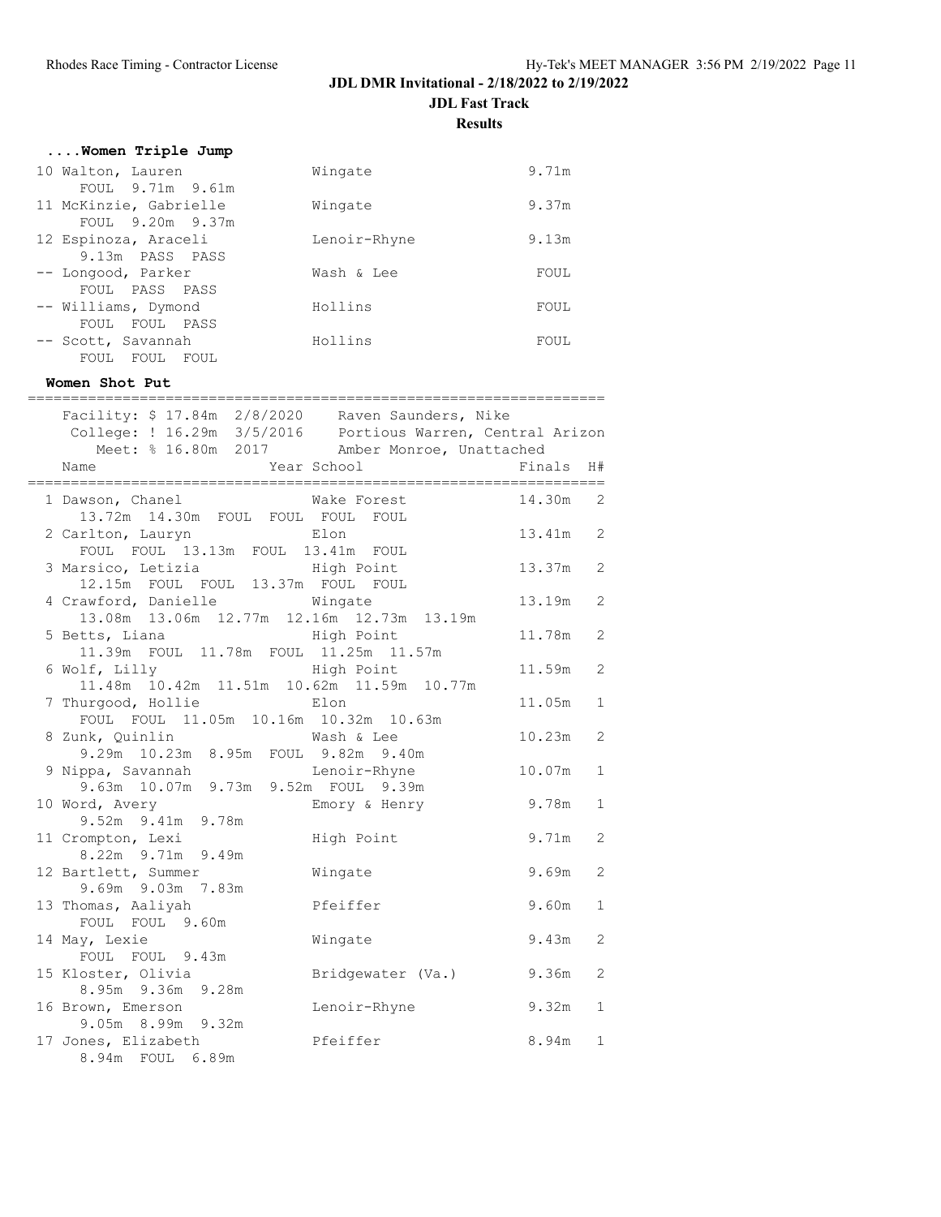JDL DMR Invitational - 2/18/2022 to 2/19/2022

JDL Fast Track

Results

### ....Women Triple Jump

| | | | |
|---|---|---|---|
| 10 | Walton, Lauren | Wingate | 9.71m |
| | FOUL 9.71m 9.61m | | |
| 11 | McKinzie, Gabrielle | Wingate | 9.37m |
| | FOUL 9.20m 9.37m | | |
| 12 | Espinoza, Araceli | Lenoir-Rhyne | 9.13m |
| | 9.13m PASS PASS | | |
| -- | Longood, Parker | Wash & Lee | FOUL |
| | FOUL PASS PASS | | |
| -- | Williams, Dymond | Hollins | FOUL |
| | FOUL FOUL PASS | | |
| -- | Scott, Savannah | Hollins | FOUL |
| | FOUL FOUL FOUL | | |

### Women Shot Put

Facility: $ 17.84m 2/8/2020 Raven Saunders, Nike
College: ! 16.29m 3/5/2016 Portious Warren, Central Arizon
Meet: % 16.80m 2017 Amber Monroe, Unattached

| | Name | Year School | Finals | H# |
|---|---|---|---|---|
| 1 | Dawson, Chanel | Wake Forest | 14.30m | 2 |
| | 13.72m 14.30m FOUL FOUL FOUL FOUL | | | |
| 2 | Carlton, Lauryn | Elon | 13.41m | 2 |
| | FOUL FOUL 13.13m FOUL 13.41m FOUL | | | |
| 3 | Marsico, Letizia | High Point | 13.37m | 2 |
| | 12.15m FOUL FOUL 13.37m FOUL FOUL | | | |
| 4 | Crawford, Danielle | Wingate | 13.19m | 2 |
| | 13.08m 13.06m 12.77m 12.16m 12.73m 13.19m | | | |
| 5 | Betts, Liana | High Point | 11.78m | 2 |
| | 11.39m FOUL 11.78m FOUL 11.25m 11.57m | | | |
| 6 | Wolf, Lilly | High Point | 11.59m | 2 |
| | 11.48m 10.42m 11.51m 10.62m 11.59m 10.77m | | | |
| 7 | Thurgood, Hollie | Elon | 11.05m | 1 |
| | FOUL FOUL 11.05m 10.16m 10.32m 10.63m | | | |
| 8 | Zunk, Quinlin | Wash & Lee | 10.23m | 2 |
| | 9.29m 10.23m 8.95m FOUL 9.82m 9.40m | | | |
| 9 | Nippa, Savannah | Lenoir-Rhyne | 10.07m | 1 |
| | 9.63m 10.07m 9.73m 9.52m FOUL 9.39m | | | |
| 10 | Word, Avery | Emory & Henry | 9.78m | 1 |
| | 9.52m 9.41m 9.78m | | | |
| 11 | Crompton, Lexi | High Point | 9.71m | 2 |
| | 8.22m 9.71m 9.49m | | | |
| 12 | Bartlett, Summer | Wingate | 9.69m | 2 |
| | 9.69m 9.03m 7.83m | | | |
| 13 | Thomas, Aaliyah | Pfeiffer | 9.60m | 1 |
| | FOUL FOUL 9.60m | | | |
| 14 | May, Lexie | Wingate | 9.43m | 2 |
| | FOUL FOUL 9.43m | | | |
| 15 | Kloster, Olivia | Bridgewater (Va.) | 9.36m | 2 |
| | 8.95m 9.36m 9.28m | | | |
| 16 | Brown, Emerson | Lenoir-Rhyne | 9.32m | 1 |
| | 9.05m 8.99m 9.32m | | | |
| 17 | Jones, Elizabeth | Pfeiffer | 8.94m | 1 |
| | 8.94m FOUL 6.89m | | | |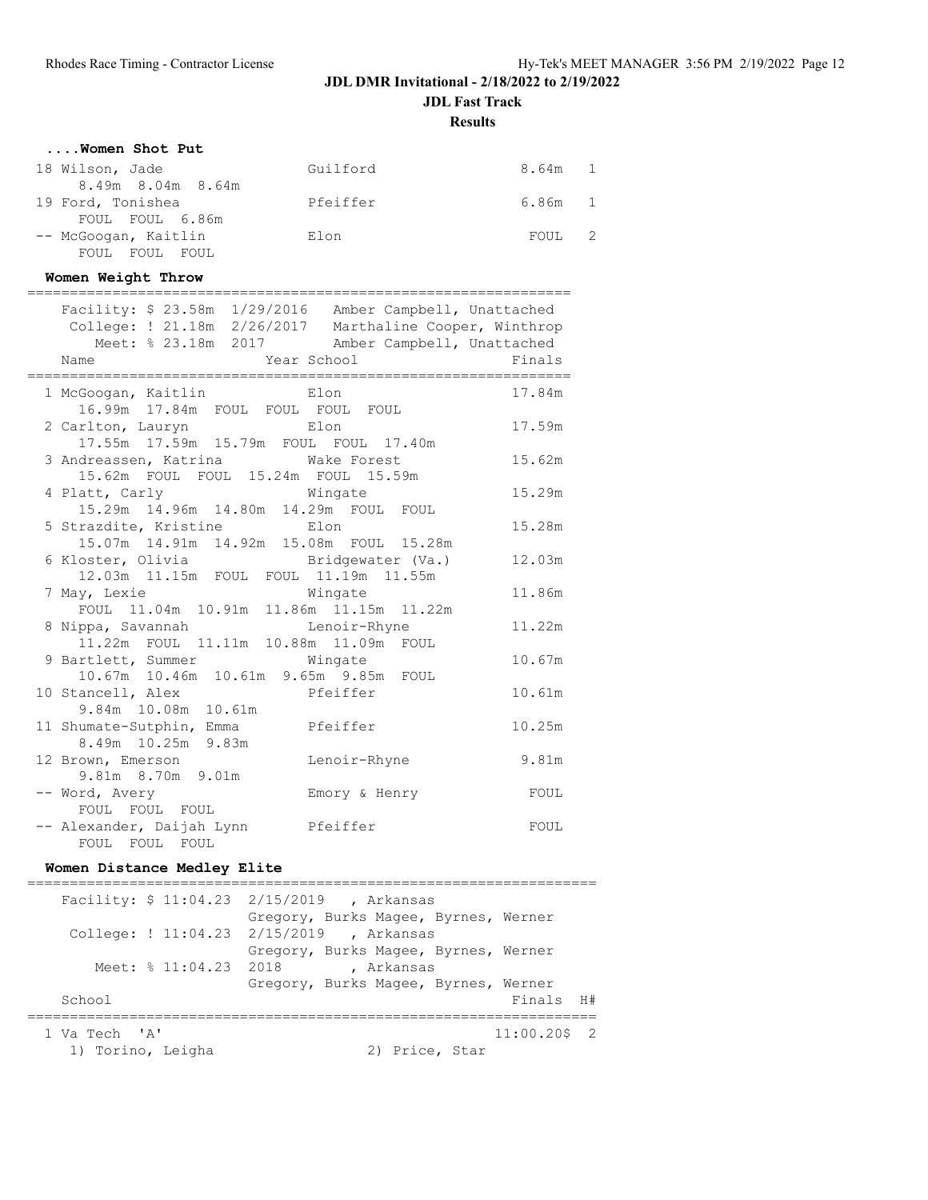**JDL DMR Invitational - 2/18/2022 to 2/19/2022**

**JDL Fast Track**

**Results**

### ....Women Shot Put

```
 18 Wilson, Jade                  Guilford                 8.64m   1
      8.49m  8.04m  8.64m
 19 Ford, Tonishea                Pfeiffer                 6.86m   1
      FOUL  FOUL  6.86m
 -- McGoogan, Kaitlin             Elon                      FOUL   2
      FOUL  FOUL  FOUL
```

### Women Weight Throw

```
================================================================
    Facility: $ 23.58m  1/29/2016   Amber Campbell, Unattached
     College: ! 21.18m  2/26/2017   Marthaline Cooper, Winthrop
        Meet: % 23.18m  2017        Amber Campbell, Unattached
    Name                    Year School                  Finals
================================================================
  1 McGoogan, Kaitlin            Elon                    17.84m
      16.99m  17.84m  FOUL  FOUL  FOUL  FOUL
  2 Carlton, Lauryn              Elon                    17.59m
      17.55m  17.59m  15.79m  FOUL  FOUL  17.40m
  3 Andreassen, Katrina          Wake Forest             15.62m
      15.62m  FOUL  FOUL  15.24m  FOUL  15.59m
  4 Platt, Carly                 Wingate                 15.29m
      15.29m  14.96m  14.80m  14.29m  FOUL  FOUL
  5 Strazdite, Kristine          Elon                    15.28m
      15.07m  14.91m  14.92m  15.08m  FOUL  15.28m
  6 Kloster, Olivia              Bridgewater (Va.)       12.03m
      12.03m  11.15m  FOUL  FOUL  11.19m  11.55m
  7 May, Lexie                   Wingate                 11.86m
      FOUL  11.04m  10.91m  11.86m  11.15m  11.22m
  8 Nippa, Savannah              Lenoir-Rhyne            11.22m
      11.22m  FOUL  11.11m  10.88m  11.09m  FOUL
  9 Bartlett, Summer             Wingate                 10.67m
      10.67m  10.46m  10.61m  9.65m  9.85m  FOUL
 10 Stancell, Alex               Pfeiffer                10.61m
      9.84m  10.08m  10.61m
 11 Shumate-Sutphin, Emma        Pfeiffer                10.25m
      8.49m  10.25m  9.83m
 12 Brown, Emerson               Lenoir-Rhyne             9.81m
      9.81m  8.70m  9.01m
 -- Word, Avery                  Emory & Henry             FOUL
      FOUL  FOUL  FOUL
 -- Alexander, Daijah Lynn       Pfeiffer                  FOUL
      FOUL  FOUL  FOUL
```

### Women Distance Medley Elite

```
===================================================================
    Facility: $ 11:04.23  2/15/2019   , Arkansas
                          Gregory, Burks Magee, Byrnes, Werner
     College: ! 11:04.23  2/15/2019   , Arkansas
                          Gregory, Burks Magee, Byrnes, Werner
        Meet: % 11:04.23  2018        , Arkansas
                          Gregory, Burks Magee, Byrnes, Werner
    School                                              Finals  H#
===================================================================
  1 Va Tech  'A'                                     11:00.20$   2
     1) Torino, Leigha                 2) Price, Star
```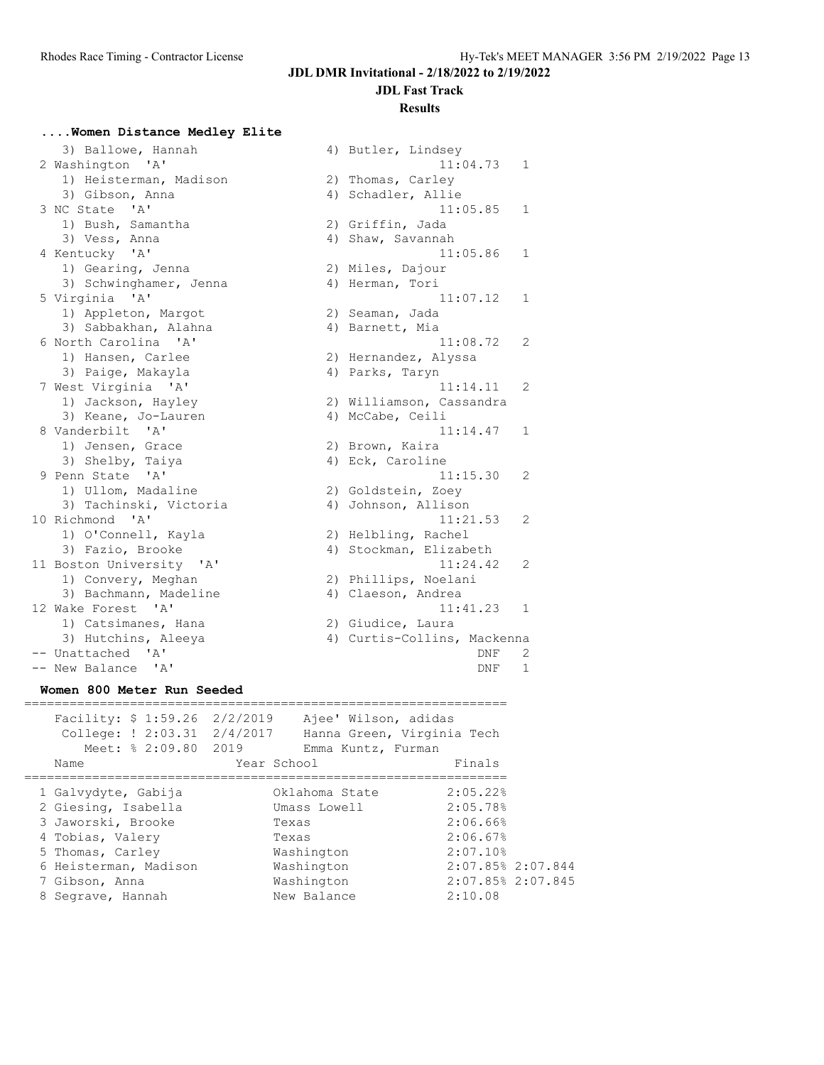**JDL DMR Invitational - 2/18/2022 to 2/19/2022**

**JDL Fast Track**

**Results**

### ....Women Distance Medley Elite

```
   3) Ballowe, Hannah                4) Butler, Lindsey
 2 Washington  'A'                               11:04.73   1
   1) Heisterman, Madison            2) Thomas, Carley
   3) Gibson, Anna                   4) Schadler, Allie
 3 NC State  'A'                                 11:05.85   1
   1) Bush, Samantha                 2) Griffin, Jada
   3) Vess, Anna                     4) Shaw, Savannah
 4 Kentucky  'A'                                 11:05.86   1
   1) Gearing, Jenna                 2) Miles, Dajour
   3) Schwinghamer, Jenna            4) Herman, Tori
 5 Virginia  'A'                                 11:07.12   1
   1) Appleton, Margot               2) Seaman, Jada
   3) Sabbakhan, Alahna              4) Barnett, Mia
 6 North Carolina  'A'                           11:08.72   2
   1) Hansen, Carlee                 2) Hernandez, Alyssa
   3) Paige, Makayla                 4) Parks, Taryn
 7 West Virginia  'A'                            11:14.11   2
   1) Jackson, Hayley                2) Williamson, Cassandra
   3) Keane, Jo-Lauren               4) McCabe, Ceili
 8 Vanderbilt  'A'                               11:14.47   1
   1) Jensen, Grace                  2) Brown, Kaira
   3) Shelby, Taiya                  4) Eck, Caroline
 9 Penn State  'A'                               11:15.30   2
   1) Ullom, Madaline                2) Goldstein, Zoey
   3) Tachinski, Victoria            4) Johnson, Allison
10 Richmond  'A'                                 11:21.53   2
   1) O'Connell, Kayla               2) Helbling, Rachel
   3) Fazio, Brooke                  4) Stockman, Elizabeth
11 Boston University  'A'                        11:24.42   2
   1) Convery, Meghan                2) Phillips, Noelani
   3) Bachmann, Madeline             4) Claeson, Andrea
12 Wake Forest  'A'                              11:41.23   1
   1) Catsimanes, Hana               2) Giudice, Laura
   3) Hutchins, Aleeya               4) Curtis-Collins, Mackenna
-- Unattached  'A'                                    DNF   2
-- New Balance  'A'                                   DNF   1
```

### Women 800 Meter Run Seeded

```
==================================================================
    Facility: $ 1:59.26  2/2/2019    Ajee' Wilson, adidas
     College: ! 2:03.31  2/4/2017    Hanna Green, Virginia Tech
        Meet: % 2:09.80  2019        Emma Kuntz, Furman
    Name                    Year School                  Finals
==================================================================
  1 Galvydyte, Gabija         Oklahoma State          2:05.22%
  2 Giesing, Isabella         Umass Lowell            2:05.78%
  3 Jaworski, Brooke          Texas                   2:06.66%
  4 Tobias, Valery            Texas                   2:06.67%
  5 Thomas, Carley            Washington              2:07.10%
  6 Heisterman, Madison       Washington              2:07.85% 2:07.844
  7 Gibson, Anna              Washington              2:07.85% 2:07.845
  8 Segrave, Hannah           New Balance             2:10.08
```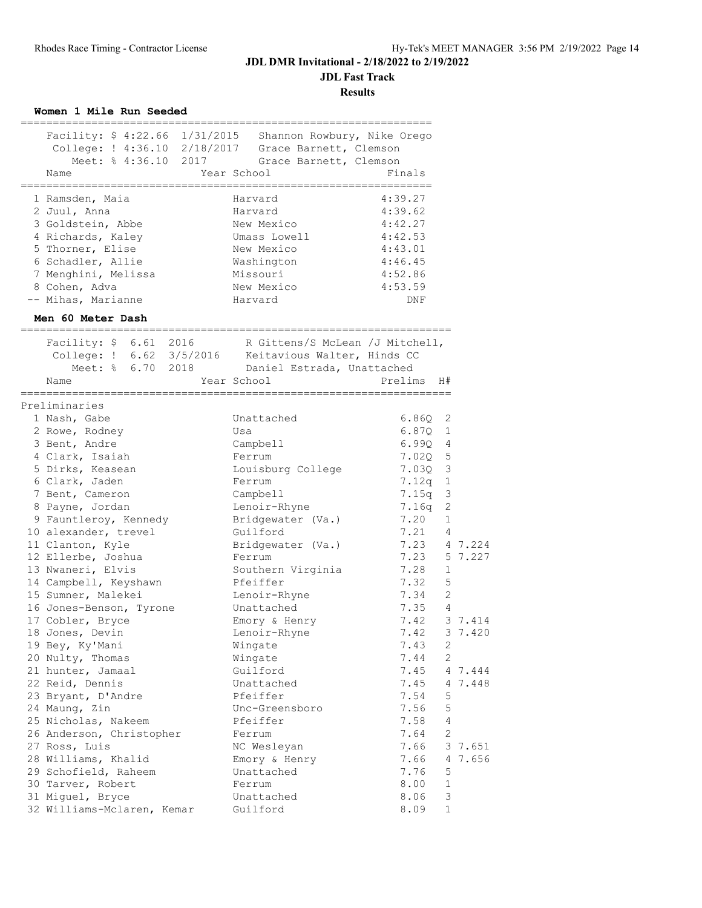# JDL DMR Invitational - 2/18/2022 to 2/19/2022

## JDL Fast Track

### Results

**Women 1 Mile Run Seeded**

Facility: $ 4:22.66 1/31/2015 Shannon Rowbury, Nike Orego
College: ! 4:36.10 2/18/2017 Grace Barnett, Clemson
Meet: % 4:36.10 2017 Grace Barnett, Clemson

| | Name | Year School | Finals |
|---|---|---|---|
| 1 | Ramsden, Maia | Harvard | 4:39.27 |
| 2 | Juul, Anna | Harvard | 4:39.62 |
| 3 | Goldstein, Abbe | New Mexico | 4:42.27 |
| 4 | Richards, Kaley | Umass Lowell | 4:42.53 |
| 5 | Thorner, Elise | New Mexico | 4:43.01 |
| 6 | Schadler, Allie | Washington | 4:46.45 |
| 7 | Menghini, Melissa | Missouri | 4:52.86 |
| 8 | Cohen, Adva | New Mexico | 4:53.59 |
| -- | Mihas, Marianne | Harvard | DNF |

**Men 60 Meter Dash**

Facility: $ 6.61 2016 R Gittens/S McLean /J Mitchell,
College: ! 6.62 3/5/2016 Keitavious Walter, Hinds CC
Meet: % 6.70 2018 Daniel Estrada, Unattached

Preliminaries

| | Name | Year School | Prelims | H# | |
|---|---|---|---|---|---|
| 1 | Nash, Gabe | Unattached | 6.86Q | 2 | |
| 2 | Rowe, Rodney | Usa | 6.87Q | 1 | |
| 3 | Bent, Andre | Campbell | 6.99Q | 4 | |
| 4 | Clark, Isaiah | Ferrum | 7.02Q | 5 | |
| 5 | Dirks, Keasean | Louisburg College | 7.03Q | 3 | |
| 6 | Clark, Jaden | Ferrum | 7.12q | 1 | |
| 7 | Bent, Cameron | Campbell | 7.15q | 3 | |
| 8 | Payne, Jordan | Lenoir-Rhyne | 7.16q | 2 | |
| 9 | Fauntleroy, Kennedy | Bridgewater (Va.) | 7.20 | 1 | |
| 10 | alexander, trevel | Guilford | 7.21 | 4 | |
| 11 | Clanton, Kyle | Bridgewater (Va.) | 7.23 | 4 | 7.224 |
| 12 | Ellerbe, Joshua | Ferrum | 7.23 | 5 | 7.227 |
| 13 | Nwaneri, Elvis | Southern Virginia | 7.28 | 1 | |
| 14 | Campbell, Keyshawn | Pfeiffer | 7.32 | 5 | |
| 15 | Sumner, Malekei | Lenoir-Rhyne | 7.34 | 2 | |
| 16 | Jones-Benson, Tyrone | Unattached | 7.35 | 4 | |
| 17 | Cobler, Bryce | Emory & Henry | 7.42 | 3 | 7.414 |
| 18 | Jones, Devin | Lenoir-Rhyne | 7.42 | 3 | 7.420 |
| 19 | Bey, Ky'Mani | Wingate | 7.43 | 2 | |
| 20 | Nulty, Thomas | Wingate | 7.44 | 2 | |
| 21 | hunter, Jamaal | Guilford | 7.45 | 4 | 7.444 |
| 22 | Reid, Dennis | Unattached | 7.45 | 4 | 7.448 |
| 23 | Bryant, D'Andre | Pfeiffer | 7.54 | 5 | |
| 24 | Maung, Zin | Unc-Greensboro | 7.56 | 5 | |
| 25 | Nicholas, Nakeem | Pfeiffer | 7.58 | 4 | |
| 26 | Anderson, Christopher | Ferrum | 7.64 | 2 | |
| 27 | Ross, Luis | NC Wesleyan | 7.66 | 3 | 7.651 |
| 28 | Williams, Khalid | Emory & Henry | 7.66 | 4 | 7.656 |
| 29 | Schofield, Raheem | Unattached | 7.76 | 5 | |
| 30 | Tarver, Robert | Ferrum | 8.00 | 1 | |
| 31 | Miguel, Bryce | Unattached | 8.06 | 3 | |
| 32 | Williams-Mclaren, Kemar | Guilford | 8.09 | 1 | |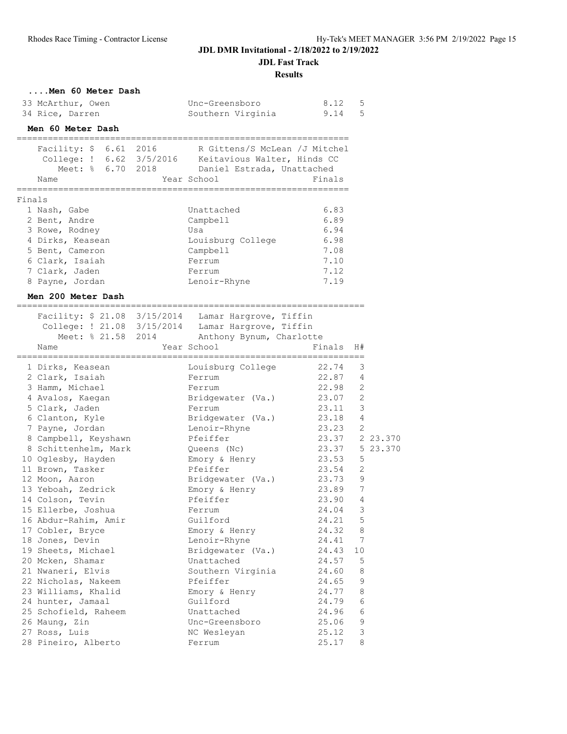## ....Men 60 Meter Dash

| | | | | |
|---|---|---|---|---|
| 33 | McArthur, Owen | Unc-Greensboro | 8.12 | 5 |
| 34 | Rice, Darren | Southern Virginia | 9.14 | 5 |

## Men 60 Meter Dash

Facility: $ 6.61 2016 R Gittens/S McLean /J Mitchel
College: ! 6.62 3/5/2016 Keitavious Walter, Hinds CC
Meet: % 6.70 2018 Daniel Estrada, Unattached

Finals

| | Name | Year School | Finals |
|---|---|---|---|
| 1 | Nash, Gabe | Unattached | 6.83 |
| 2 | Bent, Andre | Campbell | 6.89 |
| 3 | Rowe, Rodney | Usa | 6.94 |
| 4 | Dirks, Keasean | Louisburg College | 6.98 |
| 5 | Bent, Cameron | Campbell | 7.08 |
| 6 | Clark, Isaiah | Ferrum | 7.10 |
| 7 | Clark, Jaden | Ferrum | 7.12 |
| 8 | Payne, Jordan | Lenoir-Rhyne | 7.19 |

## Men 200 Meter Dash

Facility: $ 21.08 3/15/2014 Lamar Hargrove, Tiffin
College: ! 21.08 3/15/2014 Lamar Hargrove, Tiffin
Meet: % 21.58 2014 Anthony Bynum, Charlotte

| | Name | Year School | Finals | H# | |
|---|---|---|---|---|---|
| 1 | Dirks, Keasean | Louisburg College | 22.74 | 3 | |
| 2 | Clark, Isaiah | Ferrum | 22.87 | 4 | |
| 3 | Hamm, Michael | Ferrum | 22.98 | 2 | |
| 4 | Avalos, Kaegan | Bridgewater (Va.) | 23.07 | 2 | |
| 5 | Clark, Jaden | Ferrum | 23.11 | 3 | |
| 6 | Clanton, Kyle | Bridgewater (Va.) | 23.18 | 4 | |
| 7 | Payne, Jordan | Lenoir-Rhyne | 23.23 | 2 | |
| 8 | Campbell, Keyshawn | Pfeiffer | 23.37 | 2 | 23.370 |
| 8 | Schittenhelm, Mark | Queens (Nc) | 23.37 | 5 | 23.370 |
| 10 | Oglesby, Hayden | Emory & Henry | 23.53 | 5 | |
| 11 | Brown, Tasker | Pfeiffer | 23.54 | 2 | |
| 12 | Moon, Aaron | Bridgewater (Va.) | 23.73 | 9 | |
| 13 | Yeboah, Zedrick | Emory & Henry | 23.89 | 7 | |
| 14 | Colson, Tevin | Pfeiffer | 23.90 | 4 | |
| 15 | Ellerbe, Joshua | Ferrum | 24.04 | 3 | |
| 16 | Abdur-Rahim, Amir | Guilford | 24.21 | 5 | |
| 17 | Cobler, Bryce | Emory & Henry | 24.32 | 8 | |
| 18 | Jones, Devin | Lenoir-Rhyne | 24.41 | 7 | |
| 19 | Sheets, Michael | Bridgewater (Va.) | 24.43 | 10 | |
| 20 | Mcken, Shamar | Unattached | 24.57 | 5 | |
| 21 | Nwaneri, Elvis | Southern Virginia | 24.60 | 8 | |
| 22 | Nicholas, Nakeem | Pfeiffer | 24.65 | 9 | |
| 23 | Williams, Khalid | Emory & Henry | 24.77 | 8 | |
| 24 | hunter, Jamaal | Guilford | 24.79 | 6 | |
| 25 | Schofield, Raheem | Unattached | 24.96 | 6 | |
| 26 | Maung, Zin | Unc-Greensboro | 25.06 | 9 | |
| 27 | Ross, Luis | NC Wesleyan | 25.12 | 3 | |
| 28 | Pineiro, Alberto | Ferrum | 25.17 | 8 | |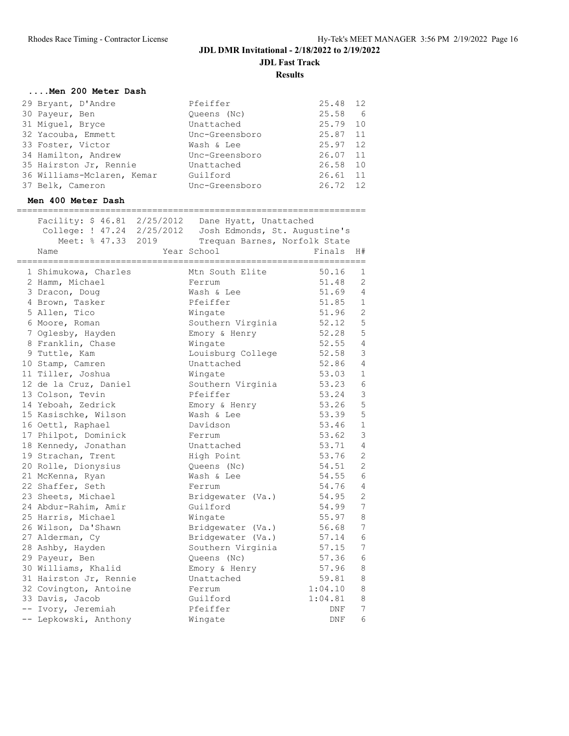# JDL DMR Invitational - 2/18/2022 to 2/19/2022

## JDL Fast Track

### Results

#### ....Men 200 Meter Dash

| | | | | |
|---|---|---|---|---|
| 29 | Bryant, D'Andre | Pfeiffer | 25.48 | 12 |
| 30 | Payeur, Ben | Queens (Nc) | 25.58 | 6 |
| 31 | Miguel, Bryce | Unattached | 25.79 | 10 |
| 32 | Yacouba, Emmett | Unc-Greensboro | 25.87 | 11 |
| 33 | Foster, Victor | Wash & Lee | 25.97 | 12 |
| 34 | Hamilton, Andrew | Unc-Greensboro | 26.07 | 11 |
| 35 | Hairston Jr, Rennie | Unattached | 26.58 | 10 |
| 36 | Williams-Mclaren, Kemar | Guilford | 26.61 | 11 |
| 37 | Belk, Cameron | Unc-Greensboro | 26.72 | 12 |

#### Men 400 Meter Dash

Facility: $ 46.81 2/25/2012 Dane Hyatt, Unattached
College: ! 47.24 2/25/2012 Josh Edmonds, St. Augustine's
Meet: % 47.33 2019 Trequan Barnes, Norfolk State

| | Name | Year School | Finals | H# |
|---|---|---|---|---|
| 1 | Shimukowa, Charles | Mtn South Elite | 50.16 | 1 |
| 2 | Hamm, Michael | Ferrum | 51.48 | 2 |
| 3 | Dracon, Doug | Wash & Lee | 51.69 | 4 |
| 4 | Brown, Tasker | Pfeiffer | 51.85 | 1 |
| 5 | Allen, Tico | Wingate | 51.96 | 2 |
| 6 | Moore, Roman | Southern Virginia | 52.12 | 5 |
| 7 | Oglesby, Hayden | Emory & Henry | 52.28 | 5 |
| 8 | Franklin, Chase | Wingate | 52.55 | 4 |
| 9 | Tuttle, Kam | Louisburg College | 52.58 | 3 |
| 10 | Stamp, Camren | Unattached | 52.86 | 4 |
| 11 | Tiller, Joshua | Wingate | 53.03 | 1 |
| 12 | de la Cruz, Daniel | Southern Virginia | 53.23 | 6 |
| 13 | Colson, Tevin | Pfeiffer | 53.24 | 3 |
| 14 | Yeboah, Zedrick | Emory & Henry | 53.26 | 5 |
| 15 | Kasischke, Wilson | Wash & Lee | 53.39 | 5 |
| 16 | Oettl, Raphael | Davidson | 53.46 | 1 |
| 17 | Philpot, Dominick | Ferrum | 53.62 | 3 |
| 18 | Kennedy, Jonathan | Unattached | 53.71 | 4 |
| 19 | Strachan, Trent | High Point | 53.76 | 2 |
| 20 | Rolle, Dionysius | Queens (Nc) | 54.51 | 2 |
| 21 | McKenna, Ryan | Wash & Lee | 54.55 | 6 |
| 22 | Shaffer, Seth | Ferrum | 54.76 | 4 |
| 23 | Sheets, Michael | Bridgewater (Va.) | 54.95 | 2 |
| 24 | Abdur-Rahim, Amir | Guilford | 54.99 | 7 |
| 25 | Harris, Michael | Wingate | 55.97 | 8 |
| 26 | Wilson, Da'Shawn | Bridgewater (Va.) | 56.68 | 7 |
| 27 | Alderman, Cy | Bridgewater (Va.) | 57.14 | 6 |
| 28 | Ashby, Hayden | Southern Virginia | 57.15 | 7 |
| 29 | Payeur, Ben | Queens (Nc) | 57.36 | 6 |
| 30 | Williams, Khalid | Emory & Henry | 57.96 | 8 |
| 31 | Hairston Jr, Rennie | Unattached | 59.81 | 8 |
| 32 | Covington, Antoine | Ferrum | 1:04.10 | 8 |
| 33 | Davis, Jacob | Guilford | 1:04.81 | 8 |
| -- | Ivory, Jeremiah | Pfeiffer | DNF | 7 |
| -- | Lepkowski, Anthony | Wingate | DNF | 6 |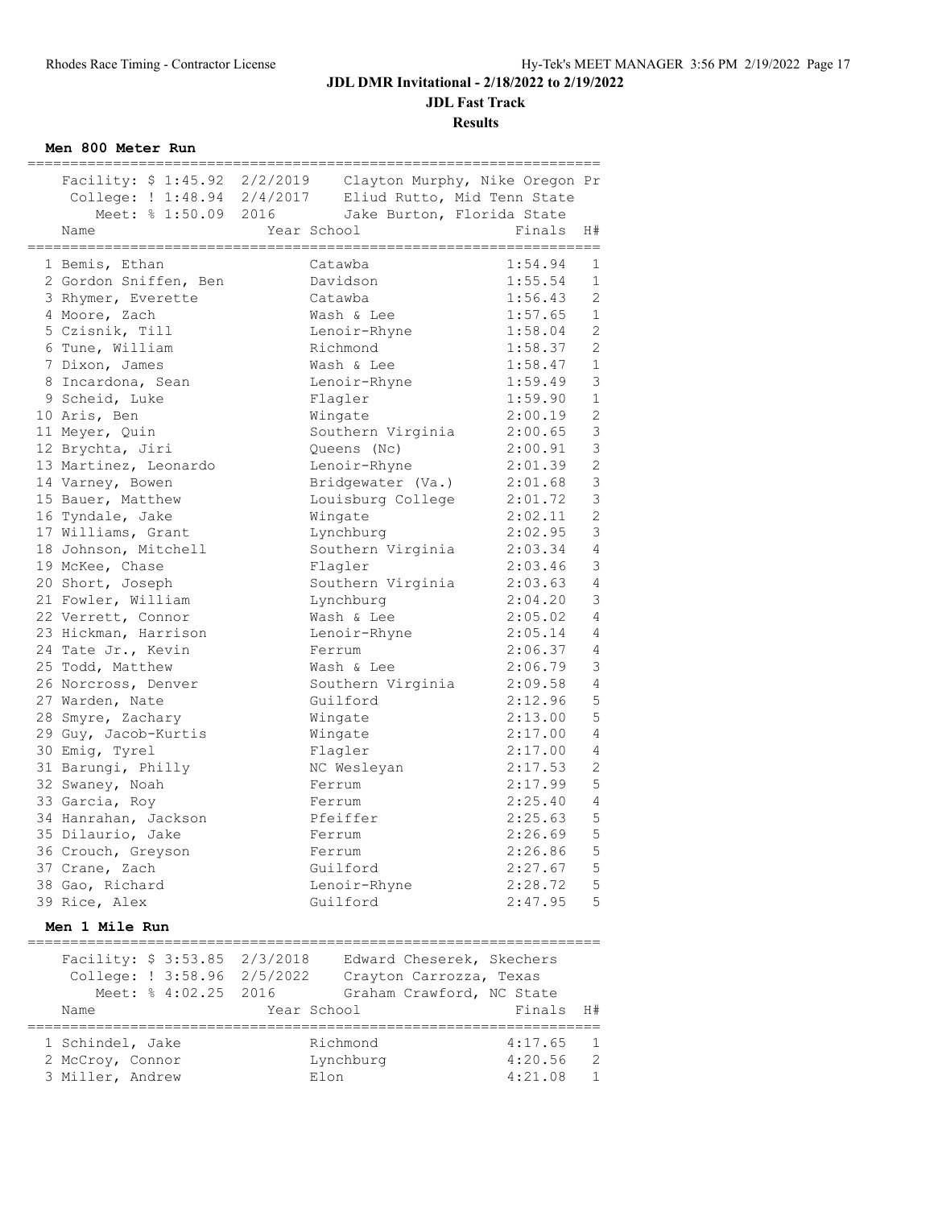# JDL DMR Invitational - 2/18/2022 to 2/19/2022

## JDL Fast Track

### Results

**Men 800 Meter Run**

Facility: $ 1:45.92 2/2/2019 Clayton Murphy, Nike Oregon Pr
College: ! 1:48.94 2/4/2017 Eliud Rutto, Mid Tenn State
Meet: % 1:50.09 2016 Jake Burton, Florida State

| | Name | Year | School | Finals | H# |
|---|---|---|---|---|---|
| 1 | Bemis, Ethan | | Catawba | 1:54.94 | 1 |
| 2 | Gordon Sniffen, Ben | | Davidson | 1:55.54 | 1 |
| 3 | Rhymer, Everette | | Catawba | 1:56.43 | 2 |
| 4 | Moore, Zach | | Wash & Lee | 1:57.65 | 1 |
| 5 | Czisnik, Till | | Lenoir-Rhyne | 1:58.04 | 2 |
| 6 | Tune, William | | Richmond | 1:58.37 | 2 |
| 7 | Dixon, James | | Wash & Lee | 1:58.47 | 1 |
| 8 | Incardona, Sean | | Lenoir-Rhyne | 1:59.49 | 3 |
| 9 | Scheid, Luke | | Flagler | 1:59.90 | 1 |
| 10 | Aris, Ben | | Wingate | 2:00.19 | 2 |
| 11 | Meyer, Quin | | Southern Virginia | 2:00.65 | 3 |
| 12 | Brychta, Jiri | | Queens (Nc) | 2:00.91 | 3 |
| 13 | Martinez, Leonardo | | Lenoir-Rhyne | 2:01.39 | 2 |
| 14 | Varney, Bowen | | Bridgewater (Va.) | 2:01.68 | 3 |
| 15 | Bauer, Matthew | | Louisburg College | 2:01.72 | 3 |
| 16 | Tyndale, Jake | | Wingate | 2:02.11 | 2 |
| 17 | Williams, Grant | | Lynchburg | 2:02.95 | 3 |
| 18 | Johnson, Mitchell | | Southern Virginia | 2:03.34 | 4 |
| 19 | McKee, Chase | | Flagler | 2:03.46 | 3 |
| 20 | Short, Joseph | | Southern Virginia | 2:03.63 | 4 |
| 21 | Fowler, William | | Lynchburg | 2:04.20 | 3 |
| 22 | Verrett, Connor | | Wash & Lee | 2:05.02 | 4 |
| 23 | Hickman, Harrison | | Lenoir-Rhyne | 2:05.14 | 4 |
| 24 | Tate Jr., Kevin | | Ferrum | 2:06.37 | 4 |
| 25 | Todd, Matthew | | Wash & Lee | 2:06.79 | 3 |
| 26 | Norcross, Denver | | Southern Virginia | 2:09.58 | 4 |
| 27 | Warden, Nate | | Guilford | 2:12.96 | 5 |
| 28 | Smyre, Zachary | | Wingate | 2:13.00 | 5 |
| 29 | Guy, Jacob-Kurtis | | Wingate | 2:17.00 | 4 |
| 30 | Emig, Tyrel | | Flagler | 2:17.00 | 4 |
| 31 | Barungi, Philly | | NC Wesleyan | 2:17.53 | 2 |
| 32 | Swaney, Noah | | Ferrum | 2:17.99 | 5 |
| 33 | Garcia, Roy | | Ferrum | 2:25.40 | 4 |
| 34 | Hanrahan, Jackson | | Pfeiffer | 2:25.63 | 5 |
| 35 | Dilaurio, Jake | | Ferrum | 2:26.69 | 5 |
| 36 | Crouch, Greyson | | Ferrum | 2:26.86 | 5 |
| 37 | Crane, Zach | | Guilford | 2:27.67 | 5 |
| 38 | Gao, Richard | | Lenoir-Rhyne | 2:28.72 | 5 |
| 39 | Rice, Alex | | Guilford | 2:47.95 | 5 |

**Men 1 Mile Run**

Facility: $ 3:53.85 2/3/2018 Edward Cheserek, Skechers
College: ! 3:58.96 2/5/2022 Crayton Carrozza, Texas
Meet: % 4:02.25 2016 Graham Crawford, NC State

| | Name | Year | School | Finals | H# |
|---|---|---|---|---|---|
| 1 | Schindel, Jake | | Richmond | 4:17.65 | 1 |
| 2 | McCroy, Connor | | Lynchburg | 4:20.56 | 2 |
| 3 | Miller, Andrew | | Elon | 4:21.08 | 1 |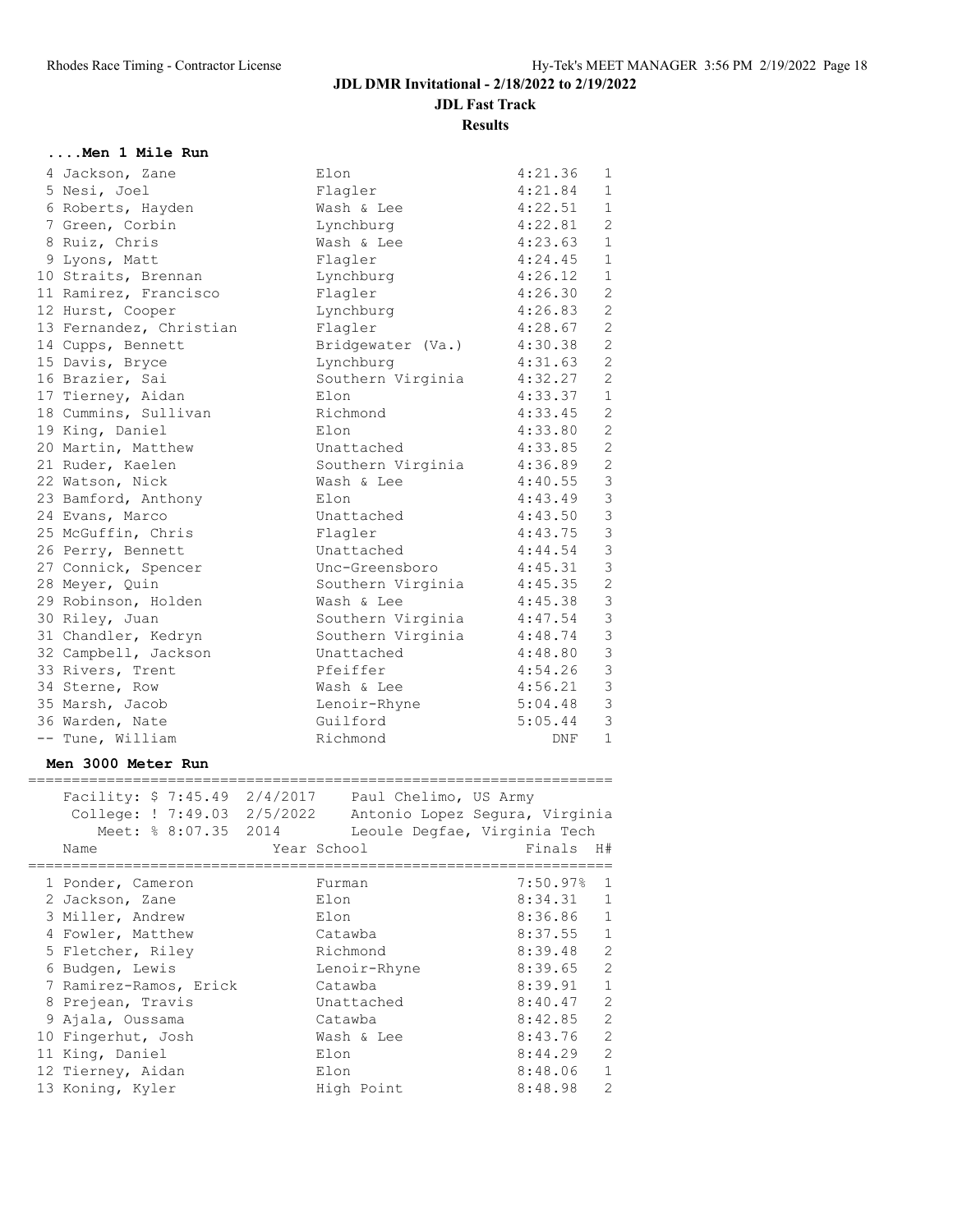## JDL DMR Invitational - 2/18/2022 to 2/19/2022

### JDL Fast Track

### Results

#### ....Men 1 Mile Run

| | | | | |
|---|---|---|---|---|
| 4 | Jackson, Zane | Elon | 4:21.36 | 1 |
| 5 | Nesi, Joel | Flagler | 4:21.84 | 1 |
| 6 | Roberts, Hayden | Wash & Lee | 4:22.51 | 1 |
| 7 | Green, Corbin | Lynchburg | 4:22.81 | 2 |
| 8 | Ruiz, Chris | Wash & Lee | 4:23.63 | 1 |
| 9 | Lyons, Matt | Flagler | 4:24.45 | 1 |
| 10 | Straits, Brennan | Lynchburg | 4:26.12 | 1 |
| 11 | Ramirez, Francisco | Flagler | 4:26.30 | 2 |
| 12 | Hurst, Cooper | Lynchburg | 4:26.83 | 2 |
| 13 | Fernandez, Christian | Flagler | 4:28.67 | 2 |
| 14 | Cupps, Bennett | Bridgewater (Va.) | 4:30.38 | 2 |
| 15 | Davis, Bryce | Lynchburg | 4:31.63 | 2 |
| 16 | Brazier, Sai | Southern Virginia | 4:32.27 | 2 |
| 17 | Tierney, Aidan | Elon | 4:33.37 | 1 |
| 18 | Cummins, Sullivan | Richmond | 4:33.45 | 2 |
| 19 | King, Daniel | Elon | 4:33.80 | 2 |
| 20 | Martin, Matthew | Unattached | 4:33.85 | 2 |
| 21 | Ruder, Kaelen | Southern Virginia | 4:36.89 | 2 |
| 22 | Watson, Nick | Wash & Lee | 4:40.55 | 3 |
| 23 | Bamford, Anthony | Elon | 4:43.49 | 3 |
| 24 | Evans, Marco | Unattached | 4:43.50 | 3 |
| 25 | McGuffin, Chris | Flagler | 4:43.75 | 3 |
| 26 | Perry, Bennett | Unattached | 4:44.54 | 3 |
| 27 | Connick, Spencer | Unc-Greensboro | 4:45.31 | 3 |
| 28 | Meyer, Quin | Southern Virginia | 4:45.35 | 2 |
| 29 | Robinson, Holden | Wash & Lee | 4:45.38 | 3 |
| 30 | Riley, Juan | Southern Virginia | 4:47.54 | 3 |
| 31 | Chandler, Kedryn | Southern Virginia | 4:48.74 | 3 |
| 32 | Campbell, Jackson | Unattached | 4:48.80 | 3 |
| 33 | Rivers, Trent | Pfeiffer | 4:54.26 | 3 |
| 34 | Sterne, Row | Wash & Lee | 4:56.21 | 3 |
| 35 | Marsh, Jacob | Lenoir-Rhyne | 5:04.48 | 3 |
| 36 | Warden, Nate | Guilford | 5:05.44 | 3 |
| -- | Tune, William | Richmond | DNF | 1 |

#### Men 3000 Meter Run

Facility: $ 7:45.49 2/4/2017 Paul Chelimo, US Army
College: ! 7:49.03 2/5/2022 Antonio Lopez Segura, Virginia
Meet: % 8:07.35 2014 Leoule Degfae, Virginia Tech

| | Name | Year School | Finals | H# |
|---|---|---|---|---|
| 1 | Ponder, Cameron | Furman | 7:50.97% | 1 |
| 2 | Jackson, Zane | Elon | 8:34.31 | 1 |
| 3 | Miller, Andrew | Elon | 8:36.86 | 1 |
| 4 | Fowler, Matthew | Catawba | 8:37.55 | 1 |
| 5 | Fletcher, Riley | Richmond | 8:39.48 | 2 |
| 6 | Budgen, Lewis | Lenoir-Rhyne | 8:39.65 | 2 |
| 7 | Ramirez-Ramos, Erick | Catawba | 8:39.91 | 1 |
| 8 | Prejean, Travis | Unattached | 8:40.47 | 2 |
| 9 | Ajala, Oussama | Catawba | 8:42.85 | 2 |
| 10 | Fingerhut, Josh | Wash & Lee | 8:43.76 | 2 |
| 11 | King, Daniel | Elon | 8:44.29 | 2 |
| 12 | Tierney, Aidan | Elon | 8:48.06 | 1 |
| 13 | Koning, Kyler | High Point | 8:48.98 | 2 |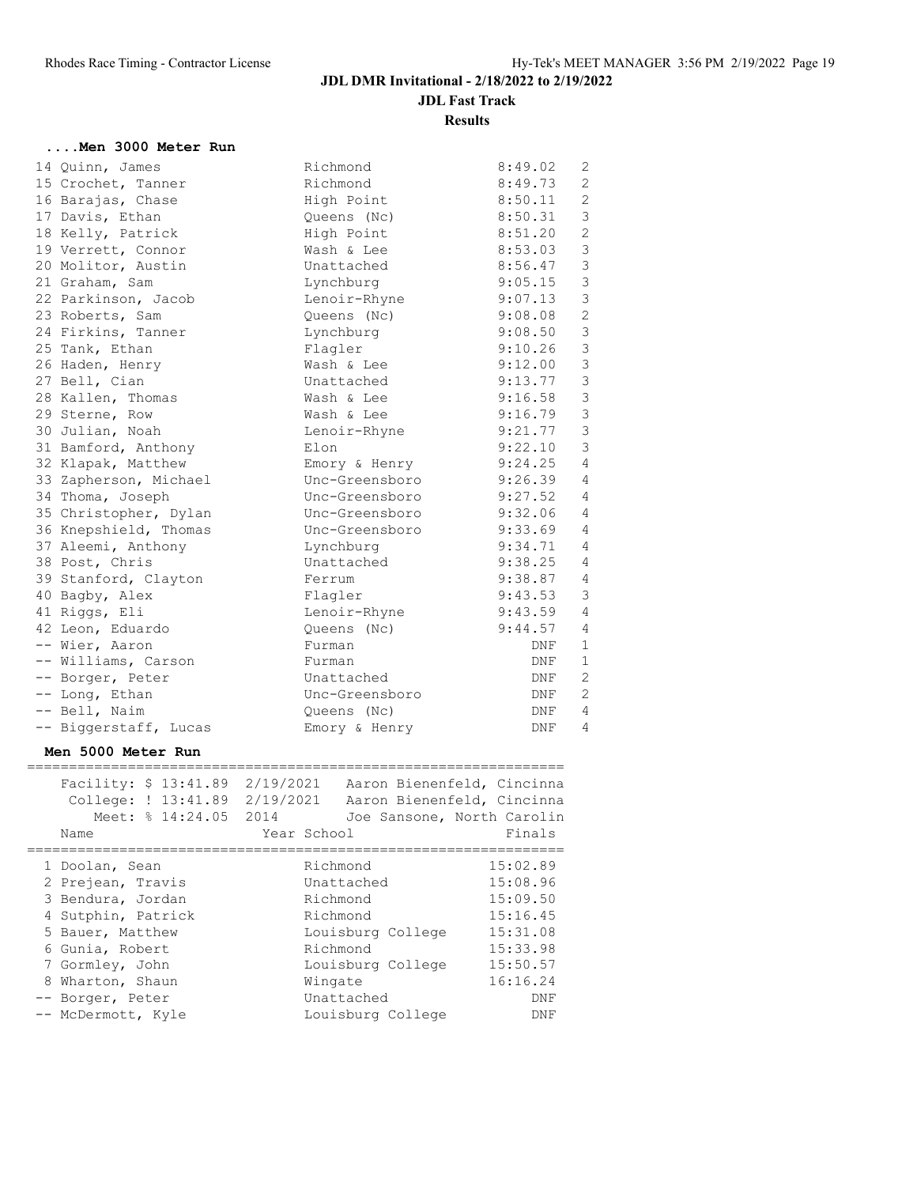# JDL DMR Invitational - 2/18/2022 to 2/19/2022

## JDL Fast Track

### Results

#### ....Men 3000 Meter Run

| Place | Name | School | Finals | Heat |
|---|---|---|---|---|
| 14 | Quinn, James | Richmond | 8:49.02 | 2 |
| 15 | Crochet, Tanner | Richmond | 8:49.73 | 2 |
| 16 | Barajas, Chase | High Point | 8:50.11 | 2 |
| 17 | Davis, Ethan | Queens (Nc) | 8:50.31 | 3 |
| 18 | Kelly, Patrick | High Point | 8:51.20 | 2 |
| 19 | Verrett, Connor | Wash & Lee | 8:53.03 | 3 |
| 20 | Molitor, Austin | Unattached | 8:56.47 | 3 |
| 21 | Graham, Sam | Lynchburg | 9:05.15 | 3 |
| 22 | Parkinson, Jacob | Lenoir-Rhyne | 9:07.13 | 3 |
| 23 | Roberts, Sam | Queens (Nc) | 9:08.08 | 2 |
| 24 | Firkins, Tanner | Lynchburg | 9:08.50 | 3 |
| 25 | Tank, Ethan | Flagler | 9:10.26 | 3 |
| 26 | Haden, Henry | Wash & Lee | 9:12.00 | 3 |
| 27 | Bell, Cian | Unattached | 9:13.77 | 3 |
| 28 | Kallen, Thomas | Wash & Lee | 9:16.58 | 3 |
| 29 | Sterne, Row | Wash & Lee | 9:16.79 | 3 |
| 30 | Julian, Noah | Lenoir-Rhyne | 9:21.77 | 3 |
| 31 | Bamford, Anthony | Elon | 9:22.10 | 3 |
| 32 | Klapak, Matthew | Emory & Henry | 9:24.25 | 4 |
| 33 | Zapherson, Michael | Unc-Greensboro | 9:26.39 | 4 |
| 34 | Thoma, Joseph | Unc-Greensboro | 9:27.52 | 4 |
| 35 | Christopher, Dylan | Unc-Greensboro | 9:32.06 | 4 |
| 36 | Knepshield, Thomas | Unc-Greensboro | 9:33.69 | 4 |
| 37 | Aleemi, Anthony | Lynchburg | 9:34.71 | 4 |
| 38 | Post, Chris | Unattached | 9:38.25 | 4 |
| 39 | Stanford, Clayton | Ferrum | 9:38.87 | 4 |
| 40 | Bagby, Alex | Flagler | 9:43.53 | 3 |
| 41 | Riggs, Eli | Lenoir-Rhyne | 9:43.59 | 4 |
| 42 | Leon, Eduardo | Queens (Nc) | 9:44.57 | 4 |
| -- | Wier, Aaron | Furman | DNF | 1 |
| -- | Williams, Carson | Furman | DNF | 1 |
| -- | Borger, Peter | Unattached | DNF | 2 |
| -- | Long, Ethan | Unc-Greensboro | DNF | 2 |
| -- | Bell, Naim | Queens (Nc) | DNF | 4 |
| -- | Biggerstaff, Lucas | Emory & Henry | DNF | 4 |

#### Men 5000 Meter Run

Facility: $ 13:41.89 2/19/2021 Aaron Bienenfeld, Cincinna
College: ! 13:41.89 2/19/2021 Aaron Bienenfeld, Cincinna
Meet: % 14:24.05 2014 Joe Sansone, North Carolin

| Place | Name | Year | School | Finals |
|---|---|---|---|---|
| 1 | Doolan, Sean | | Richmond | 15:02.89 |
| 2 | Prejean, Travis | | Unattached | 15:08.96 |
| 3 | Bendura, Jordan | | Richmond | 15:09.50 |
| 4 | Sutphin, Patrick | | Richmond | 15:16.45 |
| 5 | Bauer, Matthew | | Louisburg College | 15:31.08 |
| 6 | Gunia, Robert | | Richmond | 15:33.98 |
| 7 | Gormley, John | | Louisburg College | 15:50.57 |
| 8 | Wharton, Shaun | | Wingate | 16:16.24 |
| -- | Borger, Peter | | Unattached | DNF |
| -- | McDermott, Kyle | | Louisburg College | DNF |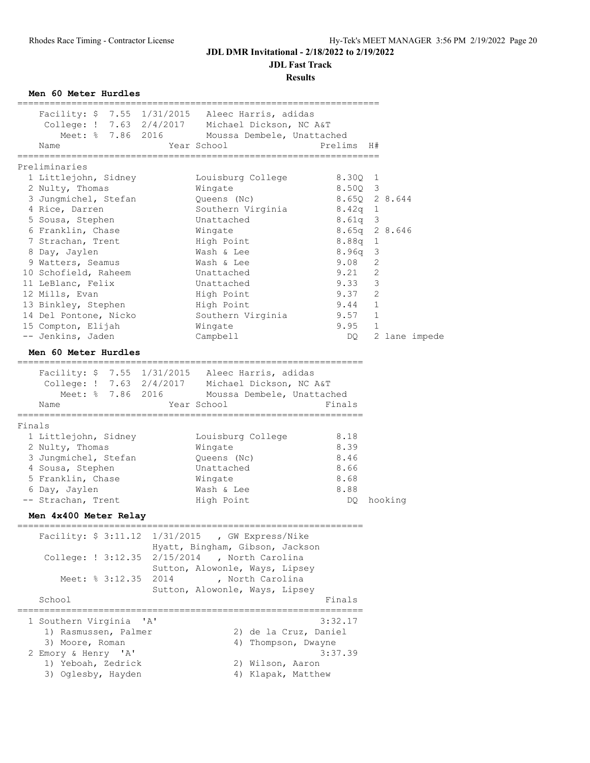**JDL DMR Invitational - 2/18/2022 to 2/19/2022**

**JDL Fast Track**

**Results**

### Men 60 Meter Hurdles

Facility: $ 7.55 1/31/2015 Aleec Harris, adidas
College: ! 7.63 2/4/2017 Michael Dickson, NC A&T
Meet: % 7.86 2016 Moussa Dembele, Unattached

Preliminaries

| | Name | Year | School | Prelims | H# | |
|---|---|---|---|---|---|---|
| 1 | Littlejohn, Sidney | | Louisburg College | 8.30Q | 1 | |
| 2 | Nulty, Thomas | | Wingate | 8.50Q | 3 | |
| 3 | Jungmichel, Stefan | | Queens (Nc) | 8.65Q | 2 | 8.644 |
| 4 | Rice, Darren | | Southern Virginia | 8.42q | 1 | |
| 5 | Sousa, Stephen | | Unattached | 8.61q | 3 | |
| 6 | Franklin, Chase | | Wingate | 8.65q | 2 | 8.646 |
| 7 | Strachan, Trent | | High Point | 8.88q | 1 | |
| 8 | Day, Jaylen | | Wash & Lee | 8.96q | 3 | |
| 9 | Watters, Seamus | | Wash & Lee | 9.08 | 2 | |
| 10 | Schofield, Raheem | | Unattached | 9.21 | 2 | |
| 11 | LeBlanc, Felix | | Unattached | 9.33 | 3 | |
| 12 | Mills, Evan | | High Point | 9.37 | 2 | |
| 13 | Binkley, Stephen | | High Point | 9.44 | 1 | |
| 14 | Del Pontone, Nicko | | Southern Virginia | 9.57 | 1 | |
| 15 | Compton, Elijah | | Wingate | 9.95 | 1 | |
| -- | Jenkins, Jaden | | Campbell | DQ | 2 | lane impede |

### Men 60 Meter Hurdles

Facility: $ 7.55 1/31/2015 Aleec Harris, adidas
College: ! 7.63 2/4/2017 Michael Dickson, NC A&T
Meet: % 7.86 2016 Moussa Dembele, Unattached

Finals

| | Name | Year | School | Finals | |
|---|---|---|---|---|---|
| 1 | Littlejohn, Sidney | | Louisburg College | 8.18 | |
| 2 | Nulty, Thomas | | Wingate | 8.39 | |
| 3 | Jungmichel, Stefan | | Queens (Nc) | 8.46 | |
| 4 | Sousa, Stephen | | Unattached | 8.66 | |
| 5 | Franklin, Chase | | Wingate | 8.68 | |
| 6 | Day, Jaylen | | Wash & Lee | 8.88 | |
| -- | Strachan, Trent | | High Point | DQ | hooking |

### Men 4x400 Meter Relay

Facility: $ 3:11.12 1/31/2015 , GW Express/Nike
Hyatt, Bingham, Gibson, Jackson
College: ! 3:12.35 2/15/2014 , North Carolina
Sutton, Alowonle, Ways, Lipsey
Meet: % 3:12.35 2014 , North Carolina
Sutton, Alowonle, Ways, Lipsey

| | School | Finals |
|---|---|---|
| 1 | Southern Virginia 'A' | 3:32.17 |
| | 1) Rasmussen, Palmer; 2) de la Cruz, Daniel; 3) Moore, Roman; 4) Thompson, Dwayne | |
| 2 | Emory & Henry 'A' | 3:37.39 |
| | 1) Yeboah, Zedrick; 2) Wilson, Aaron; 3) Oglesby, Hayden; 4) Klapak, Matthew | |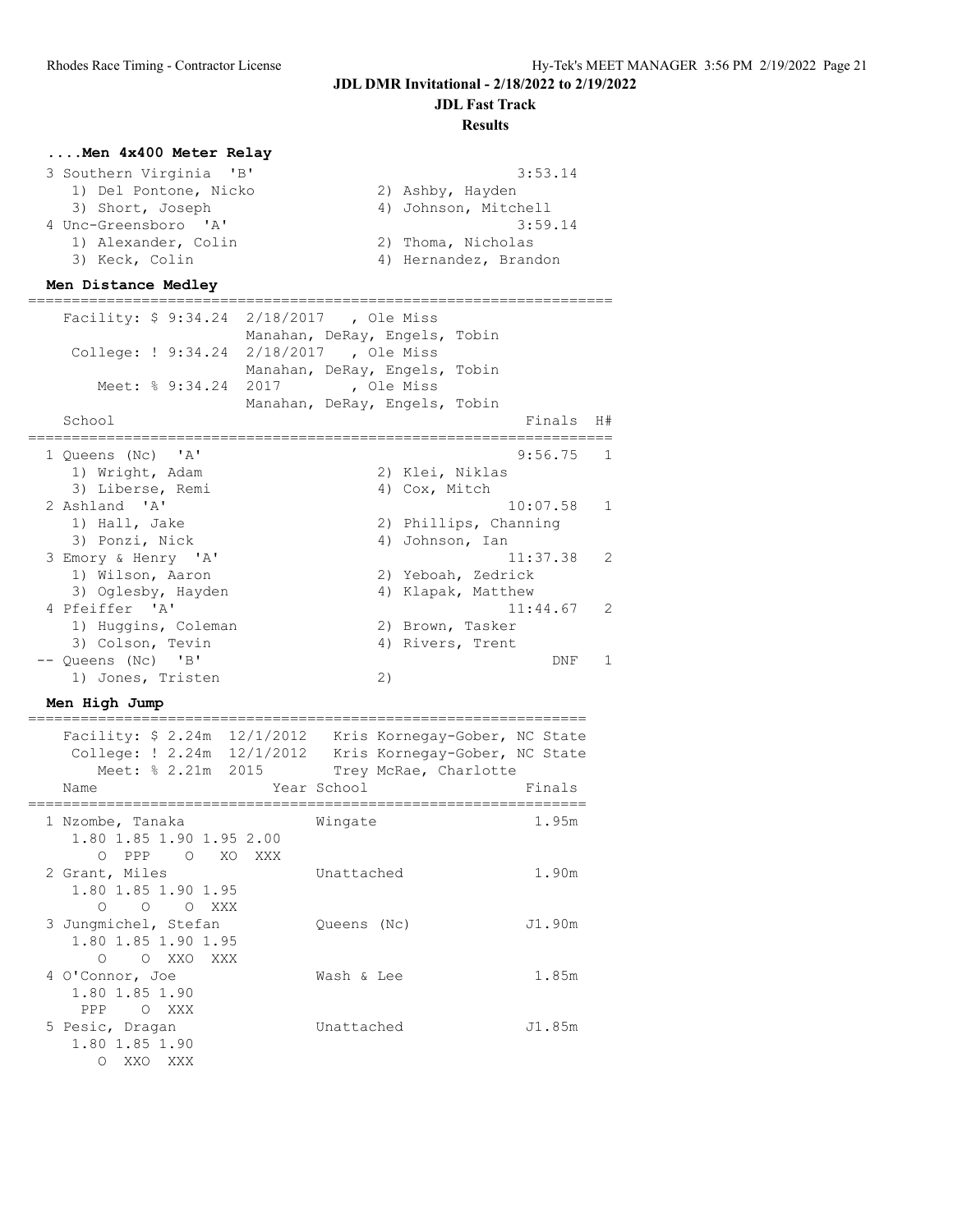# JDL DMR Invitational - 2/18/2022 to 2/19/2022

## JDL Fast Track

### Results

**....Men 4x400 Meter Relay**

```
  3 Southern Virginia  'B'                              3:53.14
     1) Del Pontone, Nicko             2) Ashby, Hayden
     3) Short, Joseph                  4) Johnson, Mitchell
  4 Unc-Greensboro  'A'                                 3:59.14
     1) Alexander, Colin               2) Thoma, Nicholas
     3) Keck, Colin                    4) Hernandez, Brandon
```

**Men Distance Medley**

```
===================================================================
    Facility: $ 9:34.24  2/18/2017   , Ole Miss
                      Manahan, DeRay, Engels, Tobin
     College: ! 9:34.24  2/18/2017   , Ole Miss
                      Manahan, DeRay, Engels, Tobin
        Meet: % 9:34.24  2017        , Ole Miss
                      Manahan, DeRay, Engels, Tobin
    School                                            Finals  H#
===================================================================
  1 Queens (Nc)  'A'                                 9:56.75   1
     1) Wright, Adam                   2) Klei, Niklas
     3) Liberse, Remi                  4) Cox, Mitch
  2 Ashland  'A'                                    10:07.58   1
     1) Hall, Jake                     2) Phillips, Channing
     3) Ponzi, Nick                    4) Johnson, Ian
  3 Emory & Henry  'A'                              11:37.38   2
     1) Wilson, Aaron                  2) Yeboah, Zedrick
     3) Oglesby, Hayden                4) Klapak, Matthew
  4 Pfeiffer  'A'                                   11:44.67   2
     1) Huggins, Coleman               2) Brown, Tasker
     3) Colson, Tevin                  4) Rivers, Trent
 -- Queens (Nc)  'B'                                     DNF   1
     1) Jones, Tristen                 2)
```

**Men High Jump**

```
================================================================
    Facility: $ 2.24m  12/1/2012   Kris Kornegay-Gober, NC State
     College: ! 2.24m  12/1/2012   Kris Kornegay-Gober, NC State
        Meet: % 2.21m  2015        Trey McRae, Charlotte
    Name                     Year School                  Finals
================================================================
  1 Nzombe, Tanaka                Wingate                  1.95m
      1.80 1.85 1.90 1.95 2.00
         O  PPP    O   XO  XXX
  2 Grant, Miles                  Unattached               1.90m
      1.80 1.85 1.90 1.95
         O    O    O  XXX
  3 Jungmichel, Stefan            Queens (Nc)             J1.90m
      1.80 1.85 1.90 1.95
         O    O  XXO  XXX
  4 O'Connor, Joe                 Wash & Lee               1.85m
      1.80 1.85 1.90
       PPP    O  XXX
  5 Pesic, Dragan                 Unattached              J1.85m
      1.80 1.85 1.90
         O  XXO  XXX
```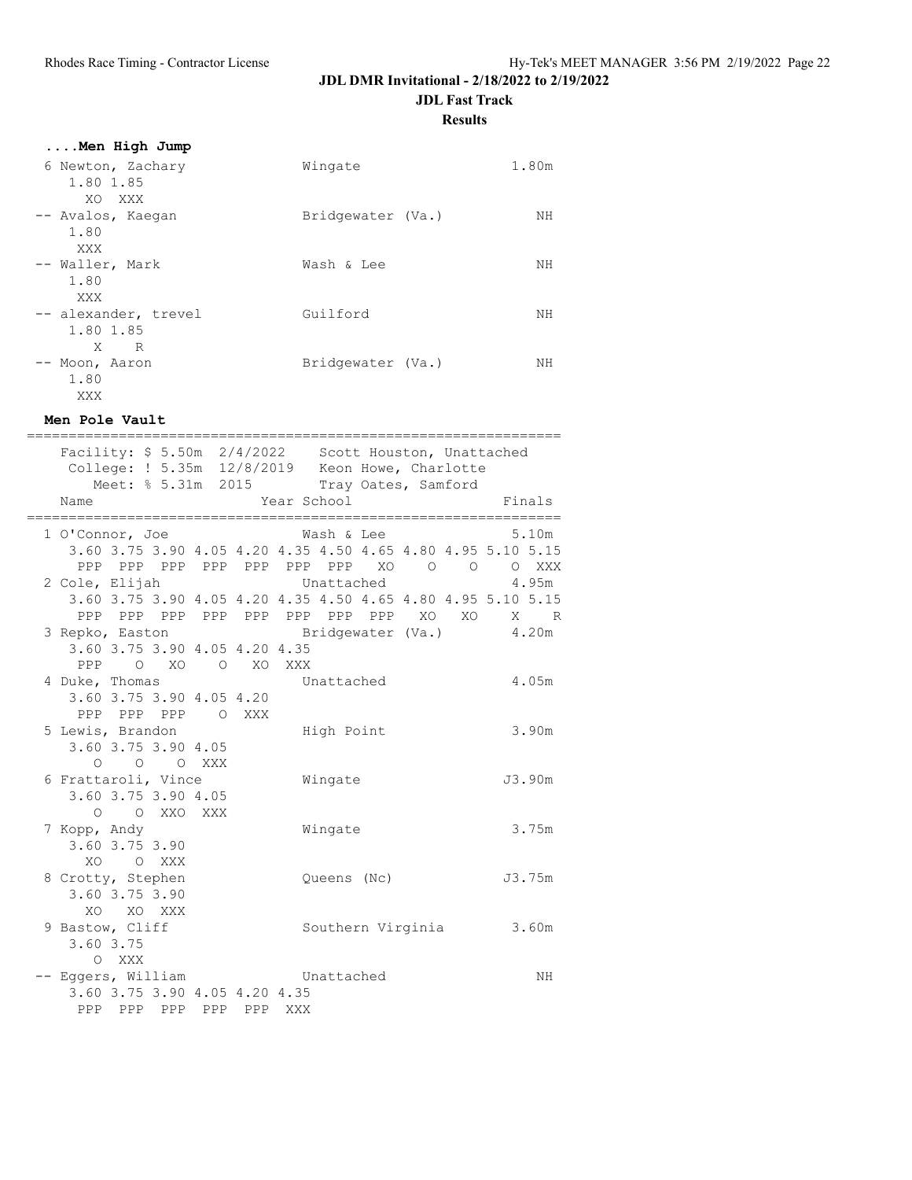### ....Men High Jump

```
 6 Newton, Zachary              Wingate                   1.80m
    1.80 1.85
      XO  XXX
-- Avalos, Kaegan               Bridgewater (Va.)            NH
    1.80
     XXX
-- Waller, Mark                 Wash & Lee                   NH
    1.80
     XXX
-- alexander, trevel            Guilford                     NH
    1.80 1.85
       X    R
-- Moon, Aaron                  Bridgewater (Va.)            NH
    1.80
     XXX
```

### Men Pole Vault

```
================================================================
    Facility: $ 5.50m  2/4/2022    Scott Houston, Unattached
     College: ! 5.35m  12/8/2019   Keon Howe, Charlotte
        Meet: % 5.31m  2015        Tray Oates, Samford
    Name                    Year School                  Finals
================================================================
  1 O'Connor, Joe                Wash & Lee               5.10m
     3.60 3.75 3.90 4.05 4.20 4.35 4.50 4.65 4.80 4.95 5.10 5.15
      PPP  PPP  PPP  PPP  PPP  PPP  PPP   XO    O    O    O  XXX
  2 Cole, Elijah                 Unattached               4.95m
     3.60 3.75 3.90 4.05 4.20 4.35 4.50 4.65 4.80 4.95 5.10 5.15
      PPP  PPP  PPP  PPP  PPP  PPP  PPP  PPP   XO   XO    X    R
  3 Repko, Easton                Bridgewater (Va.)        4.20m
     3.60 3.75 3.90 4.05 4.20 4.35
      PPP    O   XO    O   XO  XXX
  4 Duke, Thomas                 Unattached               4.05m
     3.60 3.75 3.90 4.05 4.20
      PPP  PPP  PPP    O  XXX
  5 Lewis, Brandon               High Point               3.90m
     3.60 3.75 3.90 4.05
        O    O    O  XXX
  6 Frattaroli, Vince            Wingate                 J3.90m
     3.60 3.75 3.90 4.05
        O    O  XXO  XXX
  7 Kopp, Andy                   Wingate                  3.75m
     3.60 3.75 3.90
       XO    O  XXX
  8 Crotty, Stephen              Queens (Nc)             J3.75m
     3.60 3.75 3.90
       XO   XO  XXX
  9 Bastow, Cliff                Southern Virginia        3.60m
     3.60 3.75
        O  XXX
 -- Eggers, William              Unattached                  NH
     3.60 3.75 3.90 4.05 4.20 4.35
      PPP  PPP  PPP  PPP  PPP  XXX
```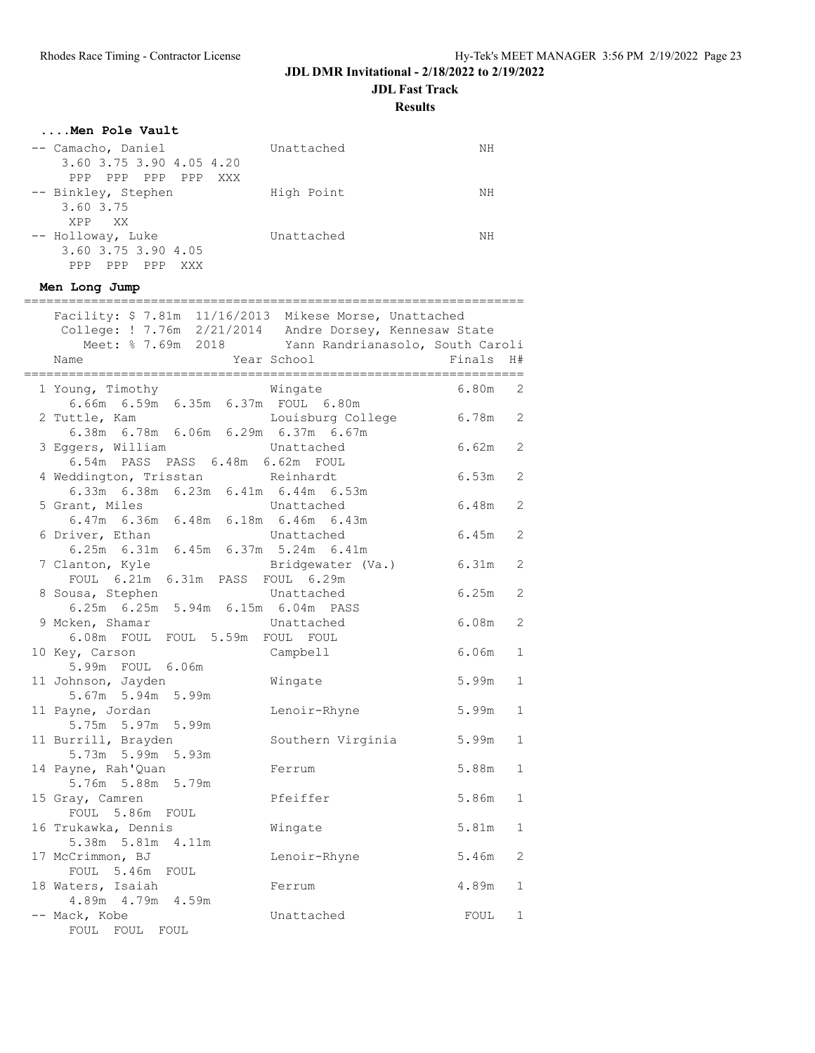## JDL DMR Invitational - 2/18/2022 to 2/19/2022

### JDL Fast Track

### Results

#### ....Men Pole Vault

```
 -- Camacho, Daniel             Unattached                  NH
     3.60 3.75 3.90 4.05 4.20
      PPP  PPP  PPP  PPP  XXX
 -- Binkley, Stephen            High Point                  NH
     3.60 3.75
      XPP   XX
 -- Holloway, Luke              Unattached                  NH
     3.60 3.75 3.90 4.05
      PPP  PPP  PPP  XXX
```

#### Men Long Jump

```
===================================================================
    Facility: $ 7.81m  11/16/2013  Mikese Morse, Unattached
     College: ! 7.76m  2/21/2014   Andre Dorsey, Kennesaw State
        Meet: % 7.69m  2018        Yann Randrianasolo, South Caroli
    Name                    Year School                 Finals  H#
===================================================================
  1 Young, Timothy               Wingate                 6.80m   2
      6.66m  6.59m  6.35m  6.37m  FOUL  6.80m
  2 Tuttle, Kam                  Louisburg College       6.78m   2
      6.38m  6.78m  6.06m  6.29m  6.37m  6.67m
  3 Eggers, William              Unattached              6.62m   2
      6.54m  PASS  PASS  6.48m  6.62m  FOUL
  4 Weddington, Trisstan         Reinhardt               6.53m   2
      6.33m  6.38m  6.23m  6.41m  6.44m  6.53m
  5 Grant, Miles                 Unattached              6.48m   2
      6.47m  6.36m  6.48m  6.18m  6.46m  6.43m
  6 Driver, Ethan                Unattached              6.45m   2
      6.25m  6.31m  6.45m  6.37m  5.24m  6.41m
  7 Clanton, Kyle                Bridgewater (Va.)       6.31m   2
      FOUL  6.21m  6.31m  PASS  FOUL  6.29m
  8 Sousa, Stephen               Unattached              6.25m   2
      6.25m  6.25m  5.94m  6.15m  6.04m  PASS
  9 Mcken, Shamar                Unattached              6.08m   2
      6.08m  FOUL  FOUL  5.59m  FOUL  FOUL
 10 Key, Carson                  Campbell                6.06m   1
      5.99m  FOUL  6.06m
 11 Johnson, Jayden              Wingate                 5.99m   1
      5.67m  5.94m  5.99m
 11 Payne, Jordan                Lenoir-Rhyne            5.99m   1
      5.75m  5.97m  5.99m
 11 Burrill, Brayden             Southern Virginia       5.99m   1
      5.73m  5.99m  5.93m
 14 Payne, Rah'Quan              Ferrum                  5.88m   1
      5.76m  5.88m  5.79m
 15 Gray, Camren                 Pfeiffer                5.86m   1
      FOUL  5.86m  FOUL
 16 Trukawka, Dennis             Wingate                 5.81m   1
      5.38m  5.81m  4.11m
 17 McCrimmon, BJ                Lenoir-Rhyne            5.46m   2
      FOUL  5.46m  FOUL
 18 Waters, Isaiah               Ferrum                  4.89m   1
      4.89m  4.79m  4.59m
 -- Mack, Kobe                   Unattached               FOUL   1
      FOUL  FOUL  FOUL
```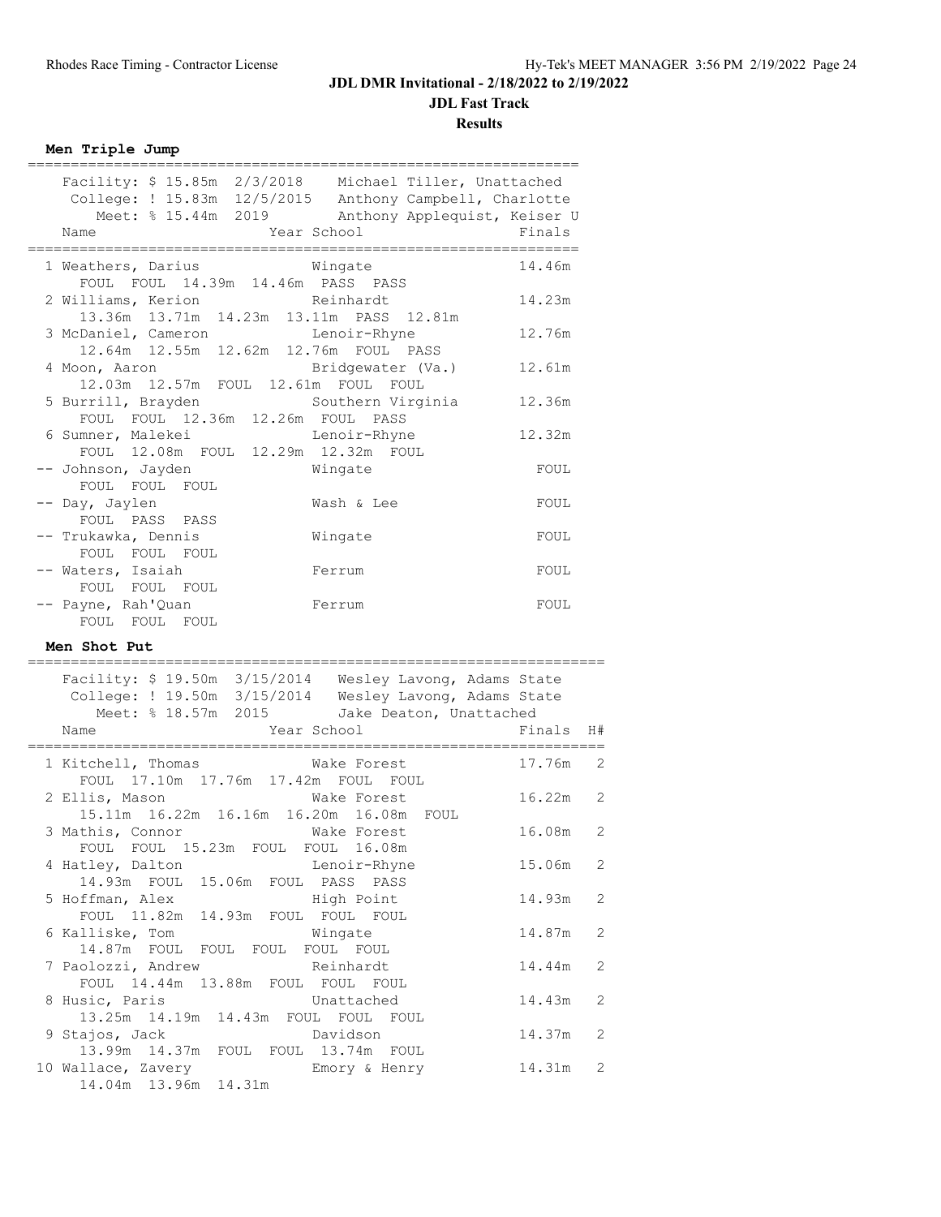JDL DMR Invitational - 2/18/2022 to 2/19/2022

JDL Fast Track

Results

**Men Triple Jump**

Facility: $ 15.85m 2/3/2018 Michael Tiller, Unattached
College: ! 15.83m 12/5/2015 Anthony Campbell, Charlotte
Meet: % 15.44m 2019 Anthony Applequist, Keiser U

| Name | Year School | Finals |
|---|---|---|
| 1 Weathers, Darius | Wingate | 14.46m |
| FOUL FOUL 14.39m 14.46m PASS PASS | | |
| 2 Williams, Kerion | Reinhardt | 14.23m |
| 13.36m 13.71m 14.23m 13.11m PASS 12.81m | | |
| 3 McDaniel, Cameron | Lenoir-Rhyne | 12.76m |
| 12.64m 12.55m 12.62m 12.76m FOUL PASS | | |
| 4 Moon, Aaron | Bridgewater (Va.) | 12.61m |
| 12.03m 12.57m FOUL 12.61m FOUL FOUL | | |
| 5 Burrill, Brayden | Southern Virginia | 12.36m |
| FOUL FOUL 12.36m 12.26m FOUL PASS | | |
| 6 Sumner, Malekei | Lenoir-Rhyne | 12.32m |
| FOUL 12.08m FOUL 12.29m 12.32m FOUL | | |
| -- Johnson, Jayden | Wingate | FOUL |
| FOUL FOUL FOUL | | |
| -- Day, Jaylen | Wash & Lee | FOUL |
| FOUL PASS PASS | | |
| -- Trukawka, Dennis | Wingate | FOUL |
| FOUL FOUL FOUL | | |
| -- Waters, Isaiah | Ferrum | FOUL |
| FOUL FOUL FOUL | | |
| -- Payne, Rah'Quan | Ferrum | FOUL |
| FOUL FOUL FOUL | | |

**Men Shot Put**

Facility: $ 19.50m 3/15/2014 Wesley Lavong, Adams State
College: ! 19.50m 3/15/2014 Wesley Lavong, Adams State
Meet: % 18.57m 2015 Jake Deaton, Unattached

| Name | Year School | Finals | H# |
|---|---|---|---|
| 1 Kitchell, Thomas | Wake Forest | 17.76m | 2 |
| FOUL 17.10m 17.76m 17.42m FOUL FOUL | | | |
| 2 Ellis, Mason | Wake Forest | 16.22m | 2 |
| 15.11m 16.22m 16.16m 16.20m 16.08m FOUL | | | |
| 3 Mathis, Connor | Wake Forest | 16.08m | 2 |
| FOUL FOUL 15.23m FOUL FOUL 16.08m | | | |
| 4 Hatley, Dalton | Lenoir-Rhyne | 15.06m | 2 |
| 14.93m FOUL 15.06m FOUL PASS PASS | | | |
| 5 Hoffman, Alex | High Point | 14.93m | 2 |
| FOUL 11.82m 14.93m FOUL FOUL FOUL | | | |
| 6 Kalliske, Tom | Wingate | 14.87m | 2 |
| 14.87m FOUL FOUL FOUL FOUL FOUL | | | |
| 7 Paolozzi, Andrew | Reinhardt | 14.44m | 2 |
| FOUL 14.44m 13.88m FOUL FOUL FOUL | | | |
| 8 Husic, Paris | Unattached | 14.43m | 2 |
| 13.25m 14.19m 14.43m FOUL FOUL FOUL | | | |
| 9 Stajos, Jack | Davidson | 14.37m | 2 |
| 13.99m 14.37m FOUL FOUL 13.74m FOUL | | | |
| 10 Wallace, Zavery | Emory & Henry | 14.31m | 2 |
| 14.04m 13.96m 14.31m | | | |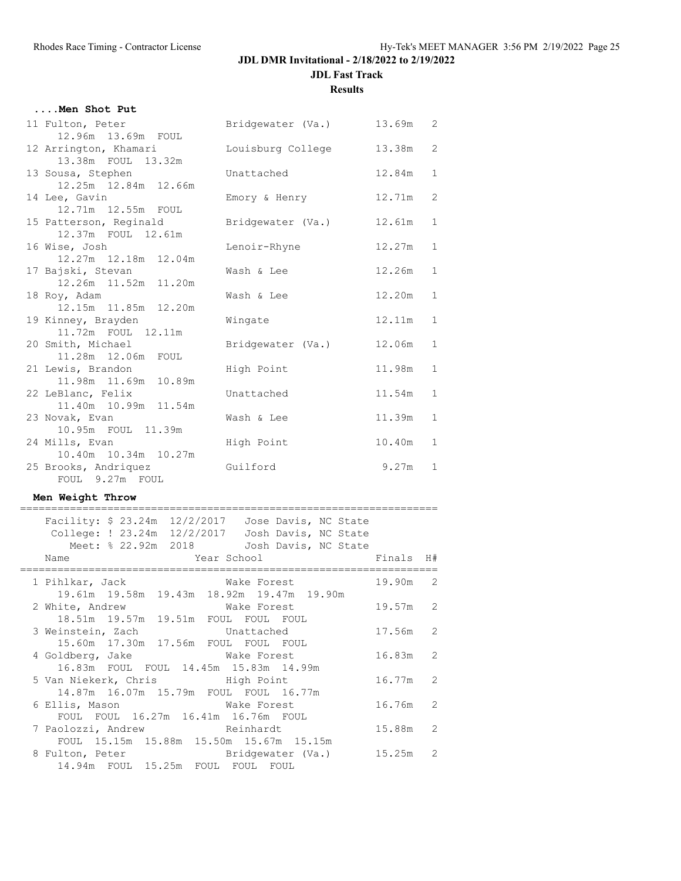## JDL DMR Invitational - 2/18/2022 to 2/19/2022

### JDL Fast Track

### Results

#### ....Men Shot Put

| Place | Name | School | Finals | H# |
|---|---|---|---|---|
| 11 | Fulton, Peter | Bridgewater (Va.) | 13.69m | 2 |
| | 12.96m 13.69m FOUL | | | |
| 12 | Arrington, Khamari | Louisburg College | 13.38m | 2 |
| | 13.38m FOUL 13.32m | | | |
| 13 | Sousa, Stephen | Unattached | 12.84m | 1 |
| | 12.25m 12.84m 12.66m | | | |
| 14 | Lee, Gavin | Emory & Henry | 12.71m | 2 |
| | 12.71m 12.55m FOUL | | | |
| 15 | Patterson, Reginald | Bridgewater (Va.) | 12.61m | 1 |
| | 12.37m FOUL 12.61m | | | |
| 16 | Wise, Josh | Lenoir-Rhyne | 12.27m | 1 |
| | 12.27m 12.18m 12.04m | | | |
| 17 | Bajski, Stevan | Wash & Lee | 12.26m | 1 |
| | 12.26m 11.52m 11.20m | | | |
| 18 | Roy, Adam | Wash & Lee | 12.20m | 1 |
| | 12.15m 11.85m 12.20m | | | |
| 19 | Kinney, Brayden | Wingate | 12.11m | 1 |
| | 11.72m FOUL 12.11m | | | |
| 20 | Smith, Michael | Bridgewater (Va.) | 12.06m | 1 |
| | 11.28m 12.06m FOUL | | | |
| 21 | Lewis, Brandon | High Point | 11.98m | 1 |
| | 11.98m 11.69m 10.89m | | | |
| 22 | LeBlanc, Felix | Unattached | 11.54m | 1 |
| | 11.40m 10.99m 11.54m | | | |
| 23 | Novak, Evan | Wash & Lee | 11.39m | 1 |
| | 10.95m FOUL 11.39m | | | |
| 24 | Mills, Evan | High Point | 10.40m | 1 |
| | 10.40m 10.34m 10.27m | | | |
| 25 | Brooks, Andriquez | Guilford | 9.27m | 1 |
| | FOUL 9.27m FOUL | | | |

#### Men Weight Throw

Facility: $ 23.24m 12/2/2017 Jose Davis, NC State
College: ! 23.24m 12/2/2017 Josh Davis, NC State
Meet: % 22.92m 2018 Josh Davis, NC State

| Place | Name | Year School | Finals | H# |
|---|---|---|---|---|
| 1 | Pihlkar, Jack | Wake Forest | 19.90m | 2 |
| | 19.61m 19.58m 19.43m 18.92m 19.47m 19.90m | | | |
| 2 | White, Andrew | Wake Forest | 19.57m | 2 |
| | 18.51m 19.57m 19.51m FOUL FOUL FOUL | | | |
| 3 | Weinstein, Zach | Unattached | 17.56m | 2 |
| | 15.60m 17.30m 17.56m FOUL FOUL FOUL | | | |
| 4 | Goldberg, Jake | Wake Forest | 16.83m | 2 |
| | 16.83m FOUL FOUL 14.45m 15.83m 14.99m | | | |
| 5 | Van Niekerk, Chris | High Point | 16.77m | 2 |
| | 14.87m 16.07m 15.79m FOUL FOUL 16.77m | | | |
| 6 | Ellis, Mason | Wake Forest | 16.76m | 2 |
| | FOUL FOUL 16.27m 16.41m 16.76m FOUL | | | |
| 7 | Paolozzi, Andrew | Reinhardt | 15.88m | 2 |
| | FOUL 15.15m 15.88m 15.50m 15.67m 15.15m | | | |
| 8 | Fulton, Peter | Bridgewater (Va.) | 15.25m | 2 |
| | 14.94m FOUL 15.25m FOUL FOUL FOUL | | | |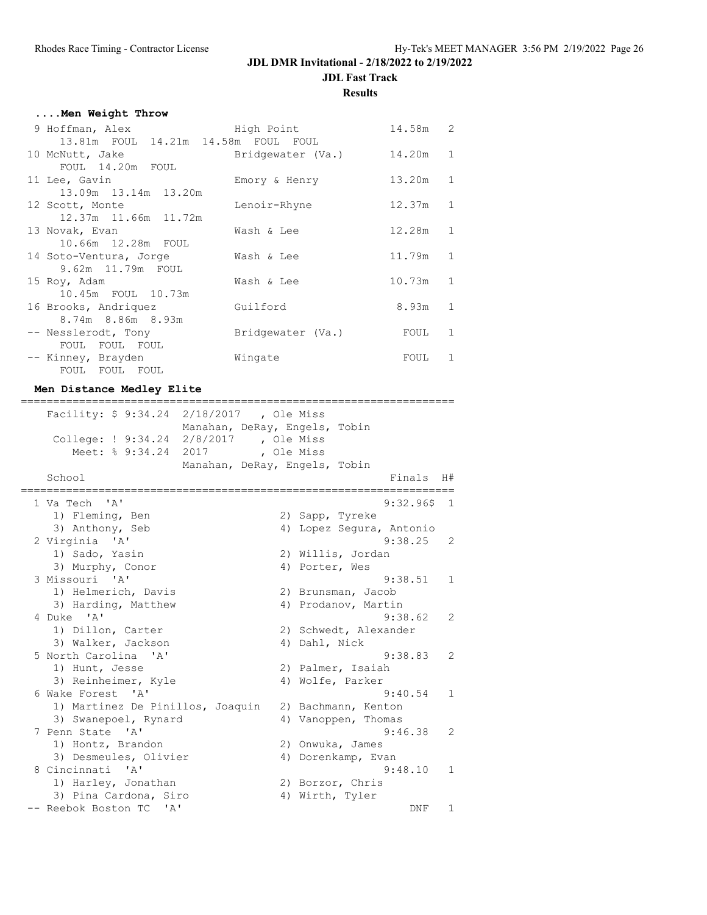JDL DMR Invitational - 2/18/2022 to 2/19/2022

JDL Fast Track

Results

### ....Men Weight Throw

| | | | | |
|---|---|---|---|---|
| 9 | Hoffman, Alex | High Point | 14.58m | 2 |
| | 13.81m FOUL 14.21m 14.58m FOUL FOUL | | | |
| 10 | McNutt, Jake | Bridgewater (Va.) | 14.20m | 1 |
| | FOUL 14.20m FOUL | | | |
| 11 | Lee, Gavin | Emory & Henry | 13.20m | 1 |
| | 13.09m 13.14m 13.20m | | | |
| 12 | Scott, Monte | Lenoir-Rhyne | 12.37m | 1 |
| | 12.37m 11.66m 11.72m | | | |
| 13 | Novak, Evan | Wash & Lee | 12.28m | 1 |
| | 10.66m 12.28m FOUL | | | |
| 14 | Soto-Ventura, Jorge | Wash & Lee | 11.79m | 1 |
| | 9.62m 11.79m FOUL | | | |
| 15 | Roy, Adam | Wash & Lee | 10.73m | 1 |
| | 10.45m FOUL 10.73m | | | |
| 16 | Brooks, Andriquez | Guilford | 8.93m | 1 |
| | 8.74m 8.86m 8.93m | | | |
| -- | Nesslerodt, Tony | Bridgewater (Va.) | FOUL | 1 |
| | FOUL FOUL FOUL | | | |
| -- | Kinney, Brayden | Wingate | FOUL | 1 |
| | FOUL FOUL FOUL | | | |

### Men Distance Medley Elite

```
    Facility: $ 9:34.24  2/18/2017   , Ole Miss
                         Manahan, DeRay, Engels, Tobin
     College: ! 9:34.24  2/8/2017    , Ole Miss
        Meet: % 9:34.24  2017        , Ole Miss
                         Manahan, DeRay, Engels, Tobin
```

| | School | | Finals | H# |
|---|---|---|---|---|
| 1 | Va Tech 'A' | | 9:32.96$ | 1 |
| | 1) Fleming, Ben | 2) Sapp, Tyreke | | |
| | 3) Anthony, Seb | 4) Lopez Segura, Antonio | | |
| 2 | Virginia 'A' | | 9:38.25 | 2 |
| | 1) Sado, Yasin | 2) Willis, Jordan | | |
| | 3) Murphy, Conor | 4) Porter, Wes | | |
| 3 | Missouri 'A' | | 9:38.51 | 1 |
| | 1) Helmerich, Davis | 2) Brunsman, Jacob | | |
| | 3) Harding, Matthew | 4) Prodanov, Martin | | |
| 4 | Duke 'A' | | 9:38.62 | 2 |
| | 1) Dillon, Carter | 2) Schwedt, Alexander | | |
| | 3) Walker, Jackson | 4) Dahl, Nick | | |
| 5 | North Carolina 'A' | | 9:38.83 | 2 |
| | 1) Hunt, Jesse | 2) Palmer, Isaiah | | |
| | 3) Reinheimer, Kyle | 4) Wolfe, Parker | | |
| 6 | Wake Forest 'A' | | 9:40.54 | 1 |
| | 1) Martinez De Pinillos, Joaquin | 2) Bachmann, Kenton | | |
| | 3) Swanepoel, Rynard | 4) Vanoppen, Thomas | | |
| 7 | Penn State 'A' | | 9:46.38 | 2 |
| | 1) Hontz, Brandon | 2) Onwuka, James | | |
| | 3) Desmeules, Olivier | 4) Dorenkamp, Evan | | |
| 8 | Cincinnati 'A' | | 9:48.10 | 1 |
| | 1) Harley, Jonathan | 2) Borzor, Chris | | |
| | 3) Pina Cardona, Siro | 4) Wirth, Tyler | | |
| -- | Reebok Boston TC 'A' | | DNF | 1 |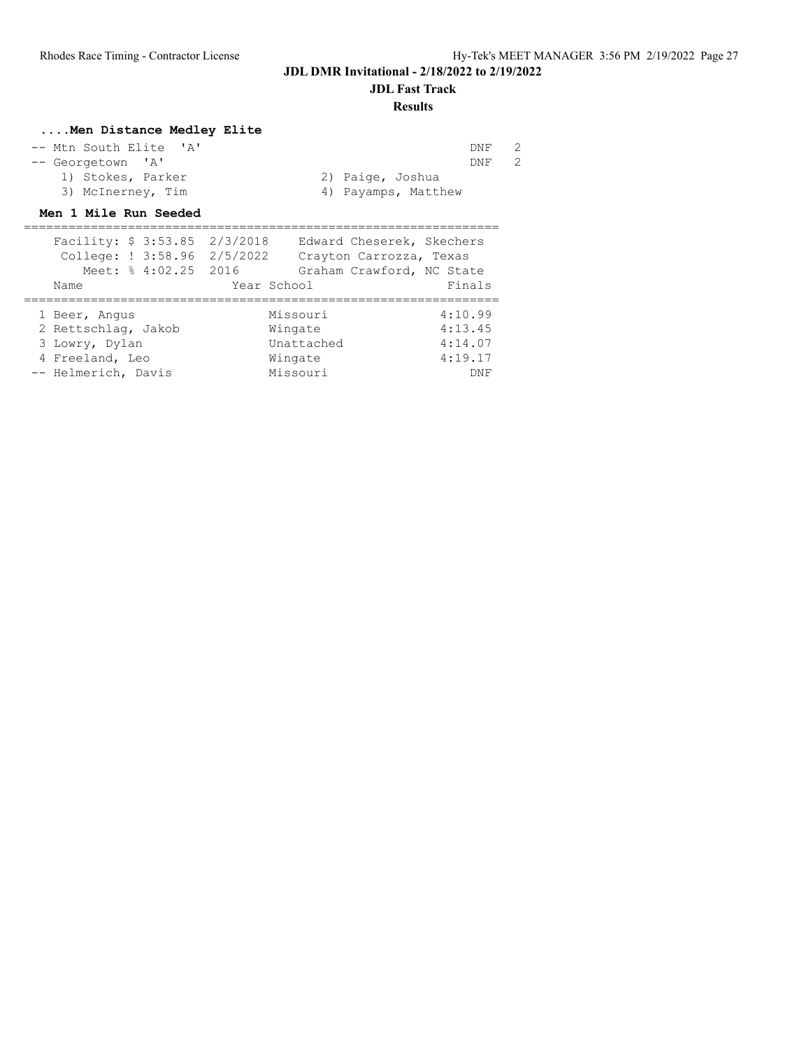## ....Men Distance Medley Elite

| | | | |
|---|---|---|---|
| -- | Mtn South Elite 'A' | DNF | 2 |
| -- | Georgetown 'A' | DNF | 2 |

1) Stokes, Parker
2) Paige, Joshua
3) McInerney, Tim
4) Payamps, Matthew

## Men 1 Mile Run Seeded

Facility: $ 3:53.85 2/3/2018 Edward Cheserek, Skechers
College: ! 3:58.96 2/5/2022 Crayton Carrozza, Texas
Meet: % 4:02.25 2016 Graham Crawford, NC State

| | Name | Year | School | Finals |
|---|---|---|---|---|
| 1 | Beer, Angus | | Missouri | 4:10.99 |
| 2 | Rettschlag, Jakob | | Wingate | 4:13.45 |
| 3 | Lowry, Dylan | | Unattached | 4:14.07 |
| 4 | Freeland, Leo | | Wingate | 4:19.17 |
| -- | Helmerich, Davis | | Missouri | DNF |